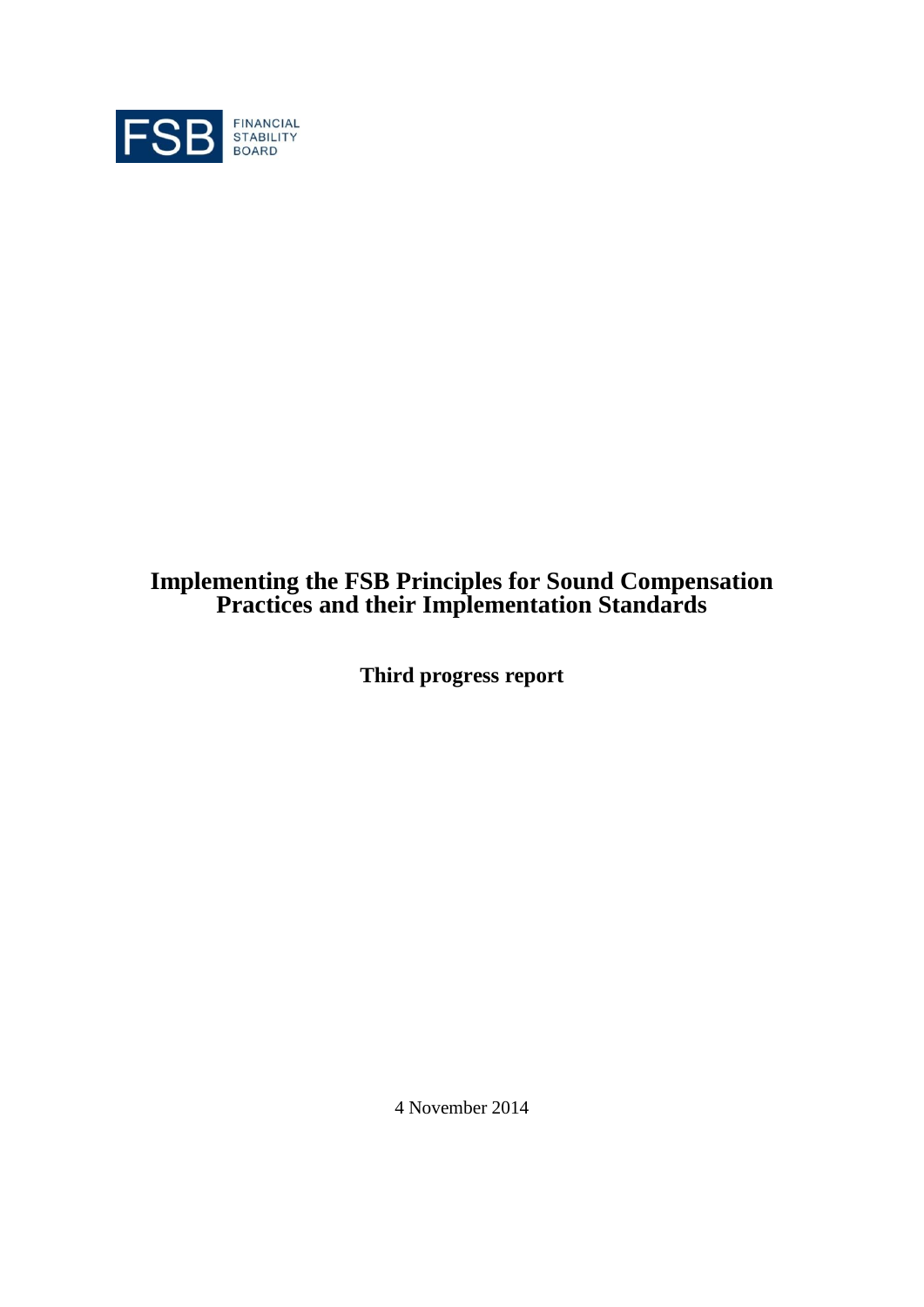FSB FINANCIAL STABILITY BOARD

# Implementing the FSB Principles for Sound Compensation Practices and their Implementation Standards

## Third progress report

4 November 2014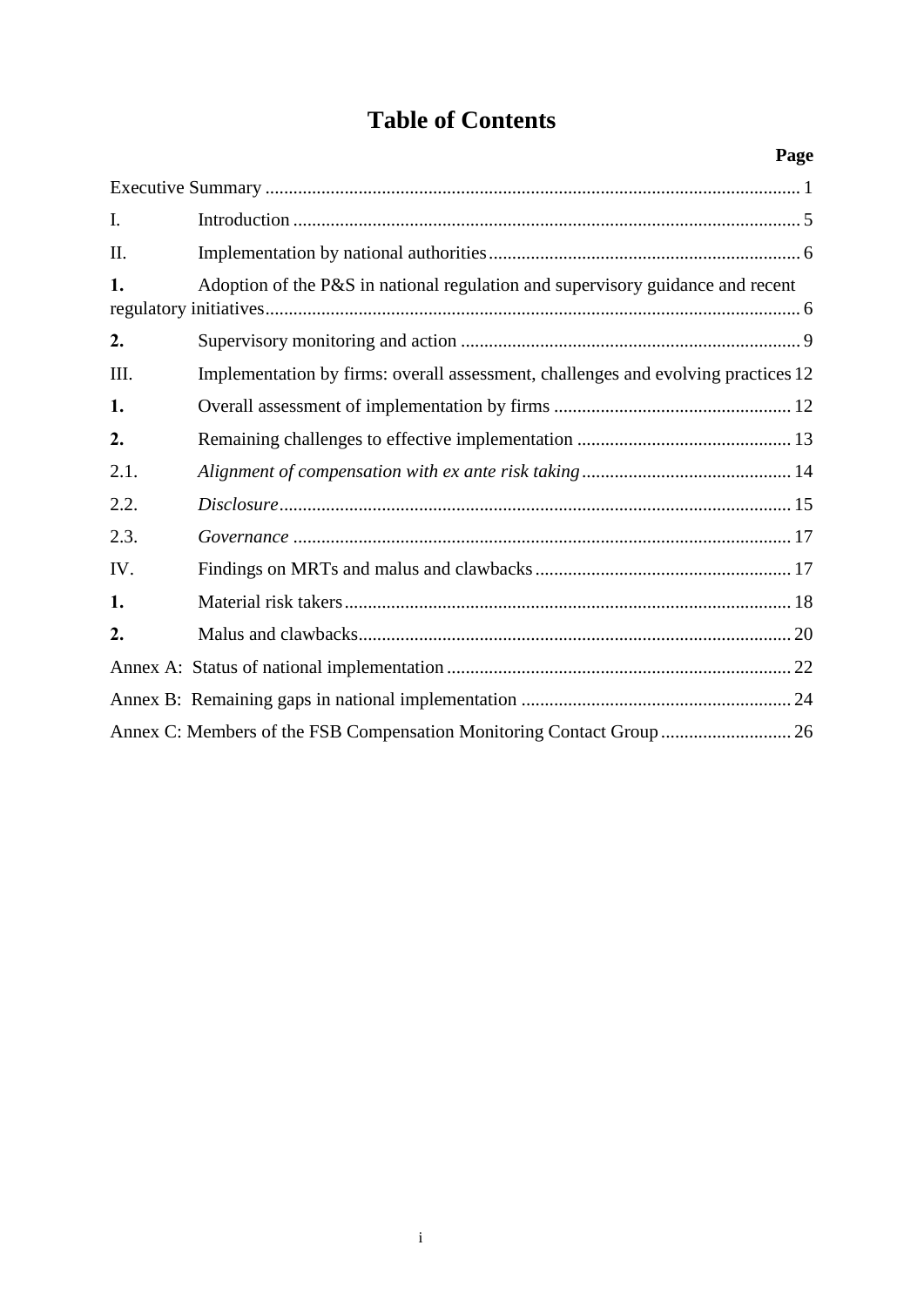# Table of Contents

| | | Page |
|---|---|---|
| Executive Summary | | 1 |
| I. | Introduction | 5 |
| II. | Implementation by national authorities | 6 |
| **1.** | Adoption of the P&S in national regulation and supervisory guidance and recent regulatory initiatives | 6 |
| **2.** | Supervisory monitoring and action | 9 |
| III. | Implementation by firms: overall assessment, challenges and evolving practices | 12 |
| **1.** | Overall assessment of implementation by firms | 12 |
| **2.** | Remaining challenges to effective implementation | 13 |
| 2.1. | *Alignment of compensation with ex ante risk taking* | 14 |
| 2.2. | *Disclosure* | 15 |
| 2.3. | *Governance* | 17 |
| IV. | Findings on MRTs and malus and clawbacks | 17 |
| **1.** | Material risk takers | 18 |
| **2.** | Malus and clawbacks | 20 |
| Annex A: Status of national implementation | | 22 |
| Annex B: Remaining gaps in national implementation | | 24 |
| Annex C: Members of the FSB Compensation Monitoring Contact Group | | 26 |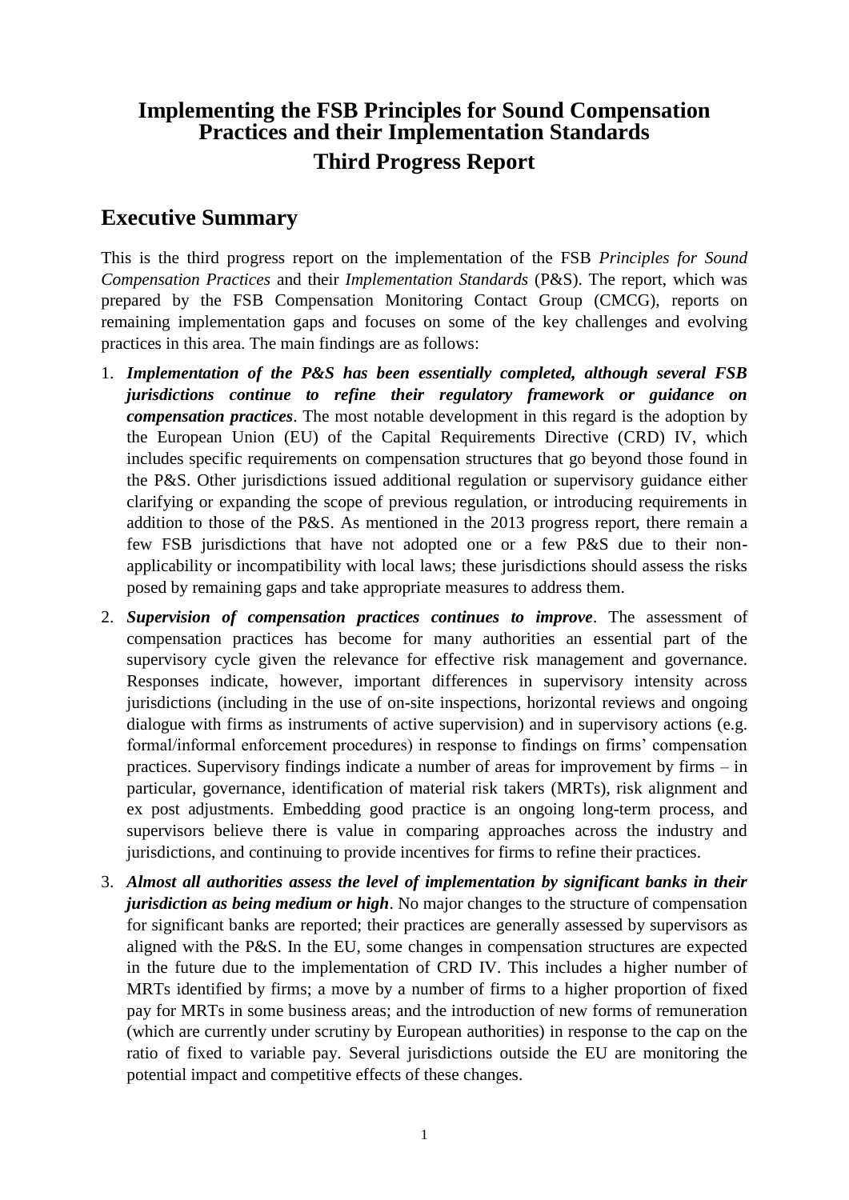# Implementing the FSB Principles for Sound Compensation Practices and their Implementation Standards

# Third Progress Report

## Executive Summary

This is the third progress report on the implementation of the FSB *Principles for Sound Compensation Practices* and their *Implementation Standards* (P&S). The report, which was prepared by the FSB Compensation Monitoring Contact Group (CMCG), reports on remaining implementation gaps and focuses on some of the key challenges and evolving practices in this area. The main findings are as follows:

1. ***Implementation of the P&S has been essentially completed, although several FSB jurisdictions continue to refine their regulatory framework or guidance on compensation practices***. The most notable development in this regard is the adoption by the European Union (EU) of the Capital Requirements Directive (CRD) IV, which includes specific requirements on compensation structures that go beyond those found in the P&S. Other jurisdictions issued additional regulation or supervisory guidance either clarifying or expanding the scope of previous regulation, or introducing requirements in addition to those of the P&S. As mentioned in the 2013 progress report, there remain a few FSB jurisdictions that have not adopted one or a few P&S due to their non-applicability or incompatibility with local laws; these jurisdictions should assess the risks posed by remaining gaps and take appropriate measures to address them.

2. ***Supervision of compensation practices continues to improve***. The assessment of compensation practices has become for many authorities an essential part of the supervisory cycle given the relevance for effective risk management and governance. Responses indicate, however, important differences in supervisory intensity across jurisdictions (including in the use of on-site inspections, horizontal reviews and ongoing dialogue with firms as instruments of active supervision) and in supervisory actions (e.g. formal/informal enforcement procedures) in response to findings on firms' compensation practices. Supervisory findings indicate a number of areas for improvement by firms – in particular, governance, identification of material risk takers (MRTs), risk alignment and ex post adjustments. Embedding good practice is an ongoing long-term process, and supervisors believe there is value in comparing approaches across the industry and jurisdictions, and continuing to provide incentives for firms to refine their practices.

3. ***Almost all authorities assess the level of implementation by significant banks in their jurisdiction as being medium or high***. No major changes to the structure of compensation for significant banks are reported; their practices are generally assessed by supervisors as aligned with the P&S. In the EU, some changes in compensation structures are expected in the future due to the implementation of CRD IV. This includes a higher number of MRTs identified by firms; a move by a number of firms to a higher proportion of fixed pay for MRTs in some business areas; and the introduction of new forms of remuneration (which are currently under scrutiny by European authorities) in response to the cap on the ratio of fixed to variable pay. Several jurisdictions outside the EU are monitoring the potential impact and competitive effects of these changes.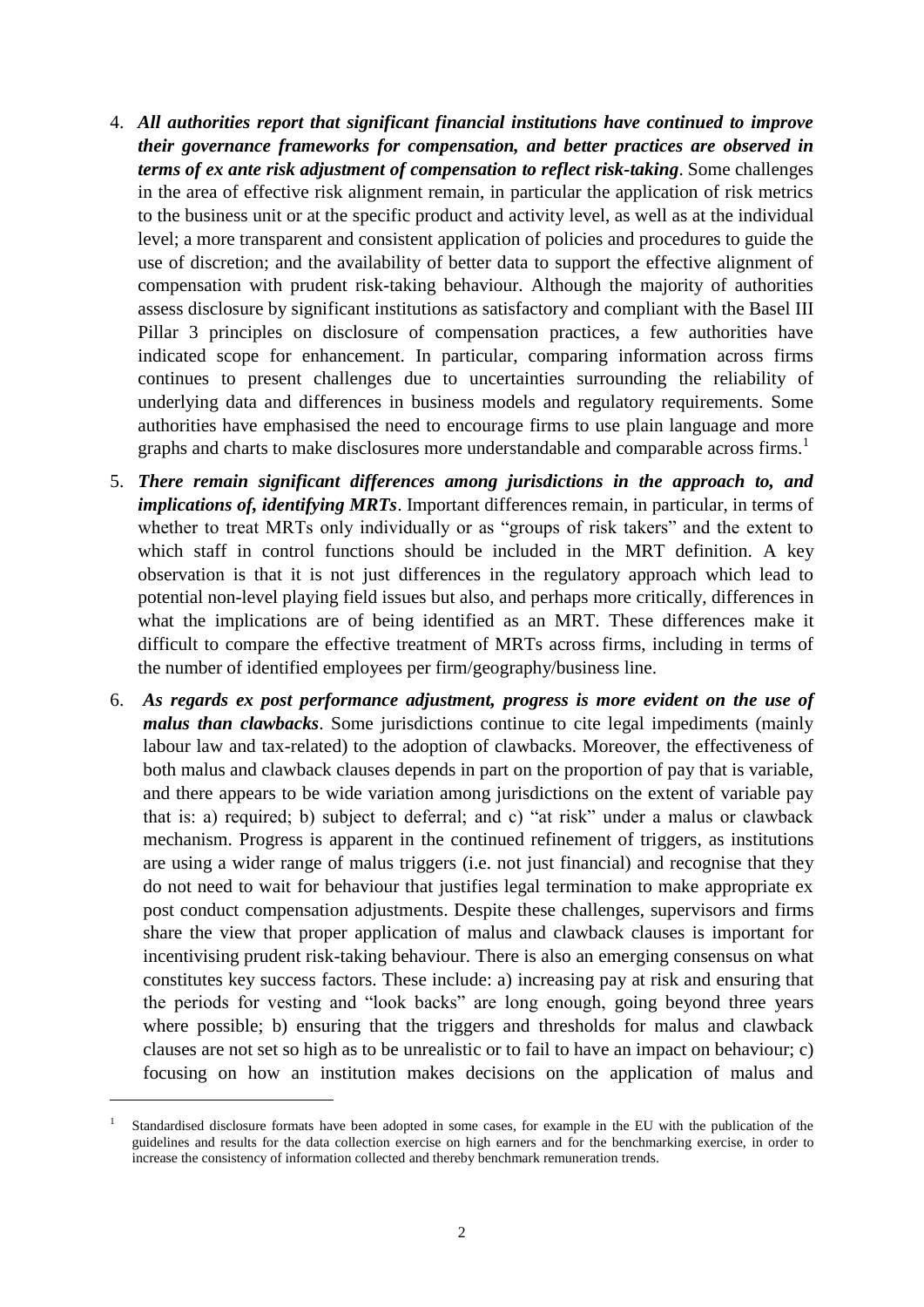4. ***All authorities report that significant financial institutions have continued to improve their governance frameworks for compensation, and better practices are observed in terms of ex ante risk adjustment of compensation to reflect risk-taking***. Some challenges in the area of effective risk alignment remain, in particular the application of risk metrics to the business unit or at the specific product and activity level, as well as at the individual level; a more transparent and consistent application of policies and procedures to guide the use of discretion; and the availability of better data to support the effective alignment of compensation with prudent risk-taking behaviour. Although the majority of authorities assess disclosure by significant institutions as satisfactory and compliant with the Basel III Pillar 3 principles on disclosure of compensation practices, a few authorities have indicated scope for enhancement. In particular, comparing information across firms continues to present challenges due to uncertainties surrounding the reliability of underlying data and differences in business models and regulatory requirements. Some authorities have emphasised the need to encourage firms to use plain language and more graphs and charts to make disclosures more understandable and comparable across firms.[1]

5. ***There remain significant differences among jurisdictions in the approach to, and implications of, identifying MRTs***. Important differences remain, in particular, in terms of whether to treat MRTs only individually or as "groups of risk takers" and the extent to which staff in control functions should be included in the MRT definition. A key observation is that it is not just differences in the regulatory approach which lead to potential non-level playing field issues but also, and perhaps more critically, differences in what the implications are of being identified as an MRT. These differences make it difficult to compare the effective treatment of MRTs across firms, including in terms of the number of identified employees per firm/geography/business line.

6. ***As regards ex post performance adjustment, progress is more evident on the use of malus than clawbacks***. Some jurisdictions continue to cite legal impediments (mainly labour law and tax-related) to the adoption of clawbacks. Moreover, the effectiveness of both malus and clawback clauses depends in part on the proportion of pay that is variable, and there appears to be wide variation among jurisdictions on the extent of variable pay that is: a) required; b) subject to deferral; and c) "at risk" under a malus or clawback mechanism. Progress is apparent in the continued refinement of triggers, as institutions are using a wider range of malus triggers (i.e. not just financial) and recognise that they do not need to wait for behaviour that justifies legal termination to make appropriate ex post conduct compensation adjustments. Despite these challenges, supervisors and firms share the view that proper application of malus and clawback clauses is important for incentivising prudent risk-taking behaviour. There is also an emerging consensus on what constitutes key success factors. These include: a) increasing pay at risk and ensuring that the periods for vesting and "look backs" are long enough, going beyond three years where possible; b) ensuring that the triggers and thresholds for malus and clawback clauses are not set so high as to be unrealistic or to fail to have an impact on behaviour; c) focusing on how an institution makes decisions on the application of malus and

[1] Standardised disclosure formats have been adopted in some cases, for example in the EU with the publication of the guidelines and results for the data collection exercise on high earners and for the benchmarking exercise, in order to increase the consistency of information collected and thereby benchmark remuneration trends.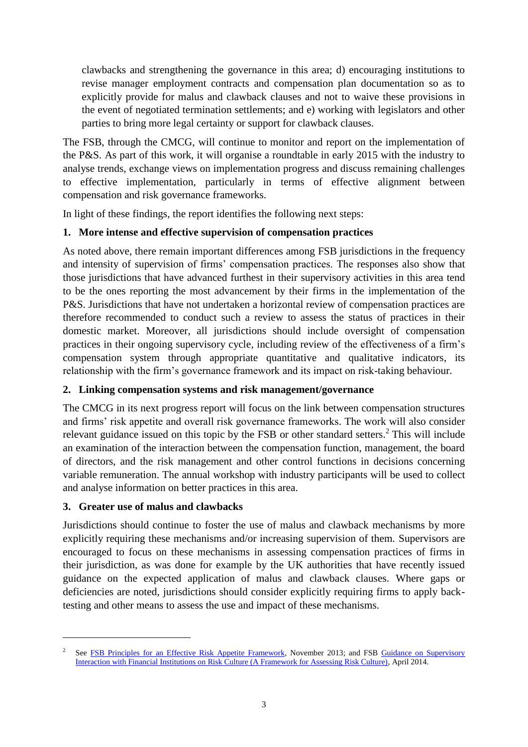clawbacks and strengthening the governance in this area; d) encouraging institutions to revise manager employment contracts and compensation plan documentation so as to explicitly provide for malus and clawback clauses and not to waive these provisions in the event of negotiated termination settlements; and e) working with legislators and other parties to bring more legal certainty or support for clawback clauses.

The FSB, through the CMCG, will continue to monitor and report on the implementation of the P&S. As part of this work, it will organise a roundtable in early 2015 with the industry to analyse trends, exchange views on implementation progress and discuss remaining challenges to effective implementation, particularly in terms of effective alignment between compensation and risk governance frameworks.

In light of these findings, the report identifies the following next steps:

**1. More intense and effective supervision of compensation practices**

As noted above, there remain important differences among FSB jurisdictions in the frequency and intensity of supervision of firms' compensation practices. The responses also show that those jurisdictions that have advanced furthest in their supervisory activities in this area tend to be the ones reporting the most advancement by their firms in the implementation of the P&S. Jurisdictions that have not undertaken a horizontal review of compensation practices are therefore recommended to conduct such a review to assess the status of practices in their domestic market. Moreover, all jurisdictions should include oversight of compensation practices in their ongoing supervisory cycle, including review of the effectiveness of a firm's compensation system through appropriate quantitative and qualitative indicators, its relationship with the firm's governance framework and its impact on risk-taking behaviour.

**2. Linking compensation systems and risk management/governance**

The CMCG in its next progress report will focus on the link between compensation structures and firms' risk appetite and overall risk governance frameworks. The work will also consider relevant guidance issued on this topic by the FSB or other standard setters.[2] This will include an examination of the interaction between the compensation function, management, the board of directors, and the risk management and other control functions in decisions concerning variable remuneration. The annual workshop with industry participants will be used to collect and analyse information on better practices in this area.

**3. Greater use of malus and clawbacks**

Jurisdictions should continue to foster the use of malus and clawback mechanisms by more explicitly requiring these mechanisms and/or increasing supervision of them. Supervisors are encouraged to focus on these mechanisms in assessing compensation practices of firms in their jurisdiction, as was done for example by the UK authorities that have recently issued guidance on the expected application of malus and clawback clauses. Where gaps or deficiencies are noted, jurisdictions should consider explicitly requiring firms to apply back-testing and other means to assess the use and impact of these mechanisms.

---

[2] See FSB Principles for an Effective Risk Appetite Framework, November 2013; and FSB Guidance on Supervisory Interaction with Financial Institutions on Risk Culture (A Framework for Assessing Risk Culture), April 2014.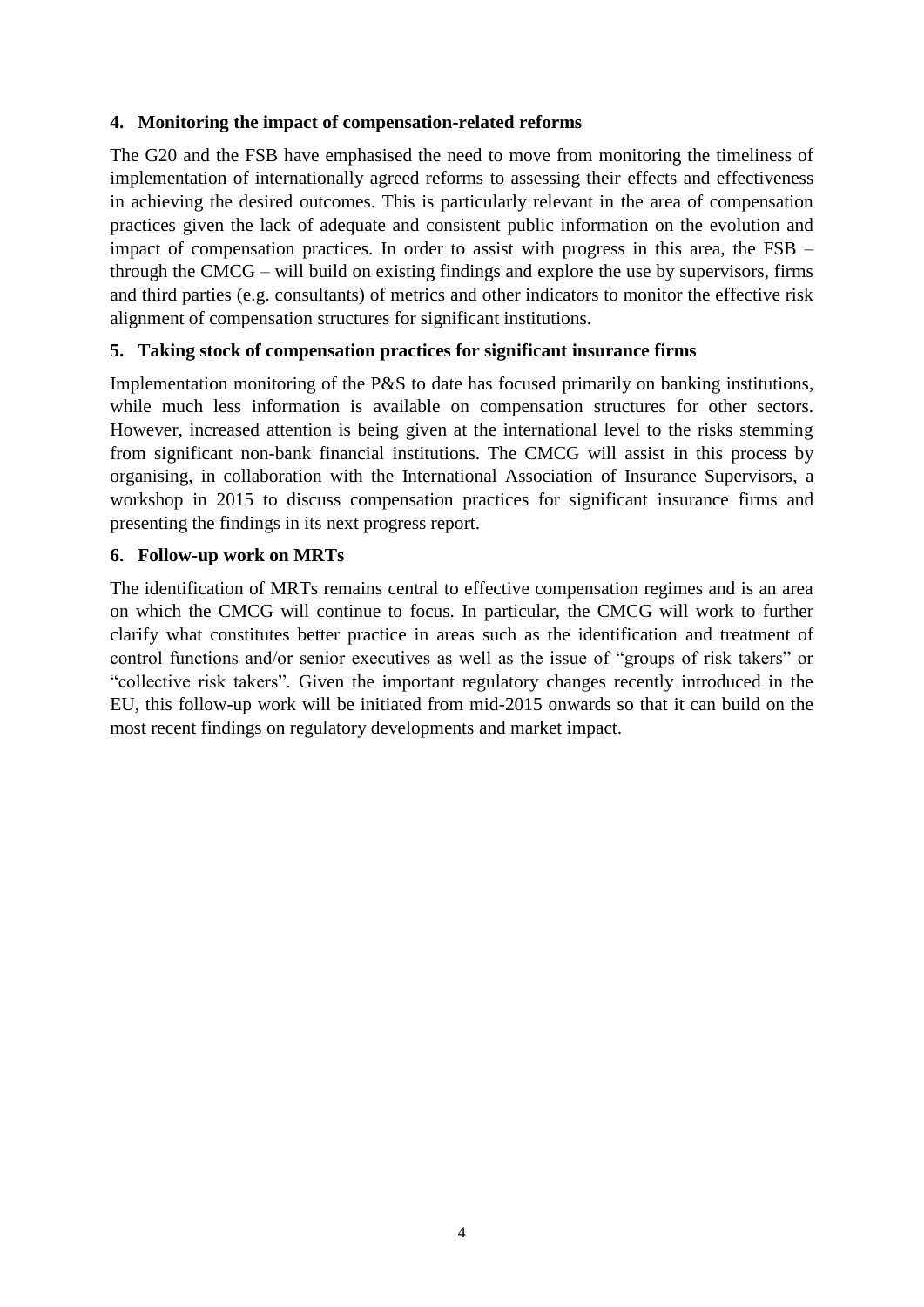### 4. Monitoring the impact of compensation-related reforms

The G20 and the FSB have emphasised the need to move from monitoring the timeliness of implementation of internationally agreed reforms to assessing their effects and effectiveness in achieving the desired outcomes. This is particularly relevant in the area of compensation practices given the lack of adequate and consistent public information on the evolution and impact of compensation practices. In order to assist with progress in this area, the FSB – through the CMCG – will build on existing findings and explore the use by supervisors, firms and third parties (e.g. consultants) of metrics and other indicators to monitor the effective risk alignment of compensation structures for significant institutions.

### 5. Taking stock of compensation practices for significant insurance firms

Implementation monitoring of the P&S to date has focused primarily on banking institutions, while much less information is available on compensation structures for other sectors. However, increased attention is being given at the international level to the risks stemming from significant non-bank financial institutions. The CMCG will assist in this process by organising, in collaboration with the International Association of Insurance Supervisors, a workshop in 2015 to discuss compensation practices for significant insurance firms and presenting the findings in its next progress report.

### 6. Follow-up work on MRTs

The identification of MRTs remains central to effective compensation regimes and is an area on which the CMCG will continue to focus. In particular, the CMCG will work to further clarify what constitutes better practice in areas such as the identification and treatment of control functions and/or senior executives as well as the issue of "groups of risk takers" or "collective risk takers". Given the important regulatory changes recently introduced in the EU, this follow-up work will be initiated from mid-2015 onwards so that it can build on the most recent findings on regulatory developments and market impact.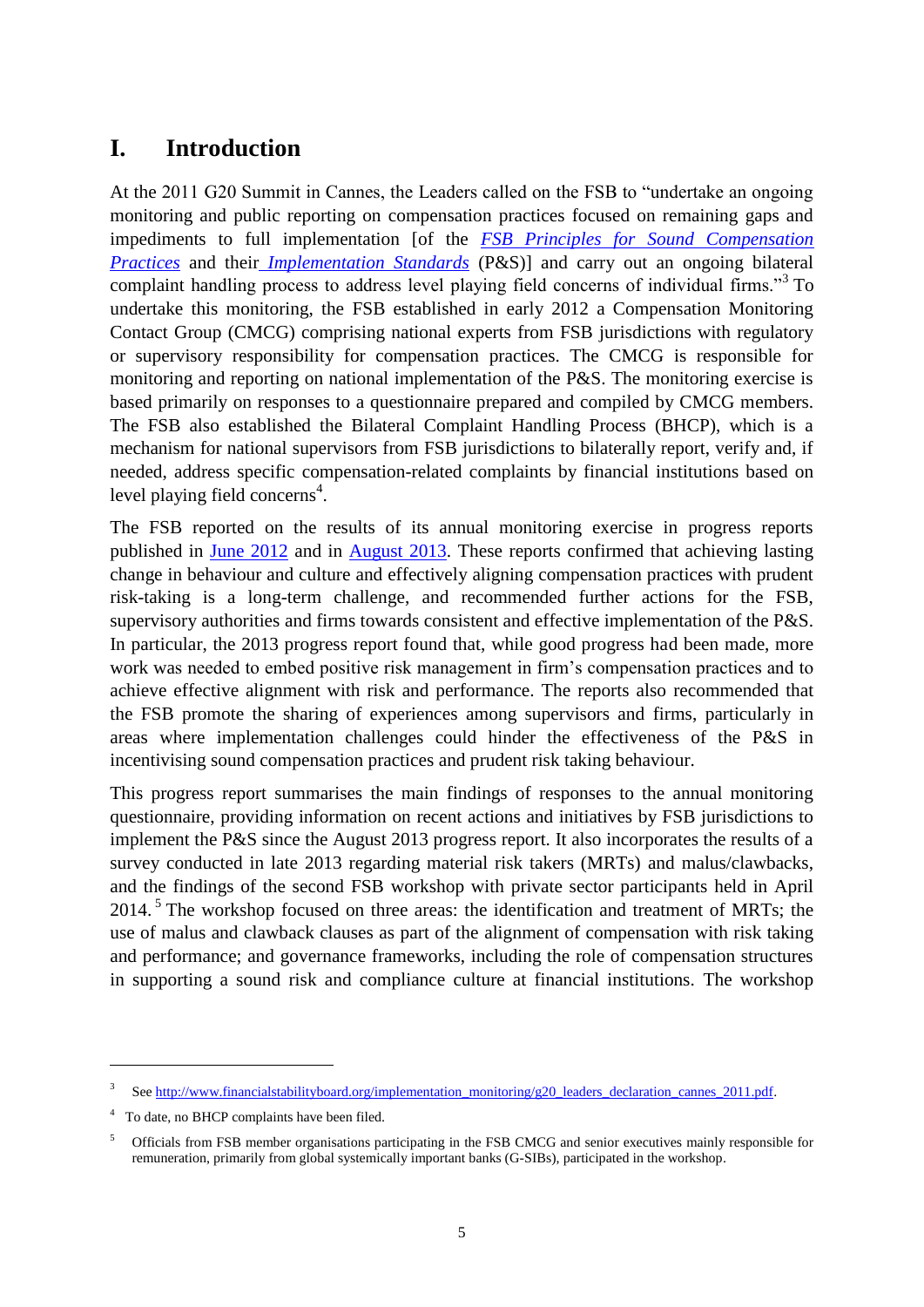# I. Introduction

At the 2011 G20 Summit in Cannes, the Leaders called on the FSB to "undertake an ongoing monitoring and public reporting on compensation practices focused on remaining gaps and impediments to full implementation [of the *FSB Principles for Sound Compensation Practices* and their *Implementation Standards* (P&S)] and carry out an ongoing bilateral complaint handling process to address level playing field concerns of individual firms."[3] To undertake this monitoring, the FSB established in early 2012 a Compensation Monitoring Contact Group (CMCG) comprising national experts from FSB jurisdictions with regulatory or supervisory responsibility for compensation practices. The CMCG is responsible for monitoring and reporting on national implementation of the P&S. The monitoring exercise is based primarily on responses to a questionnaire prepared and compiled by CMCG members. The FSB also established the Bilateral Complaint Handling Process (BHCP), which is a mechanism for national supervisors from FSB jurisdictions to bilaterally report, verify and, if needed, address specific compensation-related complaints by financial institutions based on level playing field concerns[4].

The FSB reported on the results of its annual monitoring exercise in progress reports published in June 2012 and in August 2013. These reports confirmed that achieving lasting change in behaviour and culture and effectively aligning compensation practices with prudent risk-taking is a long-term challenge, and recommended further actions for the FSB, supervisory authorities and firms towards consistent and effective implementation of the P&S. In particular, the 2013 progress report found that, while good progress had been made, more work was needed to embed positive risk management in firm's compensation practices and to achieve effective alignment with risk and performance. The reports also recommended that the FSB promote the sharing of experiences among supervisors and firms, particularly in areas where implementation challenges could hinder the effectiveness of the P&S in incentivising sound compensation practices and prudent risk taking behaviour.

This progress report summarises the main findings of responses to the annual monitoring questionnaire, providing information on recent actions and initiatives by FSB jurisdictions to implement the P&S since the August 2013 progress report. It also incorporates the results of a survey conducted in late 2013 regarding material risk takers (MRTs) and malus/clawbacks, and the findings of the second FSB workshop with private sector participants held in April 2014.[5] The workshop focused on three areas: the identification and treatment of MRTs; the use of malus and clawback clauses as part of the alignment of compensation with risk taking and performance; and governance frameworks, including the role of compensation structures in supporting a sound risk and compliance culture at financial institutions. The workshop

---

[3] See http://www.financialstabilityboard.org/implementation_monitoring/g20_leaders_declaration_cannes_2011.pdf.

[4] To date, no BHCP complaints have been filed.

[5] Officials from FSB member organisations participating in the FSB CMCG and senior executives mainly responsible for remuneration, primarily from global systemically important banks (G-SIBs), participated in the workshop.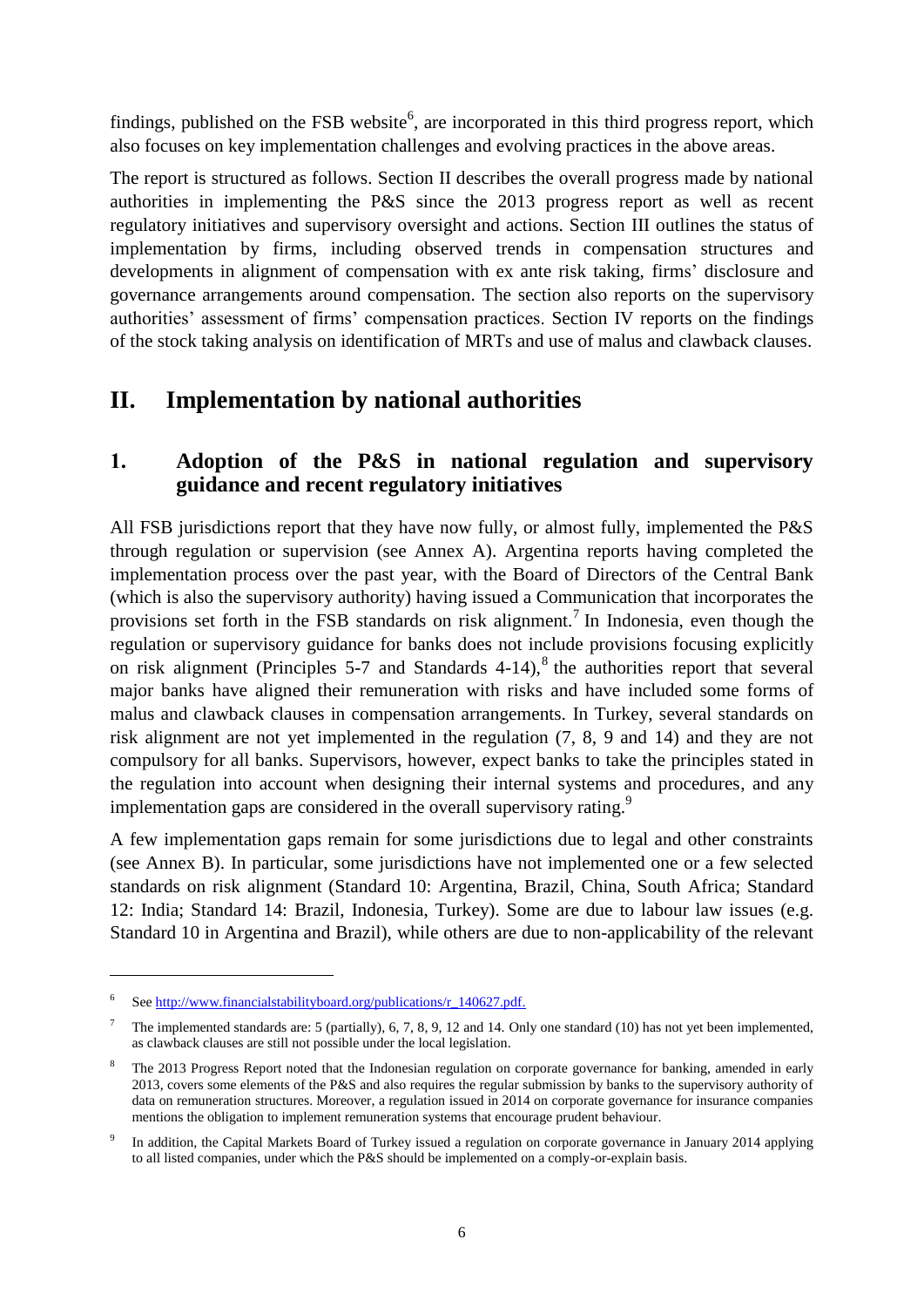findings, published on the FSB website[6], are incorporated in this third progress report, which also focuses on key implementation challenges and evolving practices in the above areas.

The report is structured as follows. Section II describes the overall progress made by national authorities in implementing the P&S since the 2013 progress report as well as recent regulatory initiatives and supervisory oversight and actions. Section III outlines the status of implementation by firms, including observed trends in compensation structures and developments in alignment of compensation with ex ante risk taking, firms' disclosure and governance arrangements around compensation. The section also reports on the supervisory authorities' assessment of firms' compensation practices. Section IV reports on the findings of the stock taking analysis on identification of MRTs and use of malus and clawback clauses.

# II. Implementation by national authorities

## 1. Adoption of the P&S in national regulation and supervisory guidance and recent regulatory initiatives

All FSB jurisdictions report that they have now fully, or almost fully, implemented the P&S through regulation or supervision (see Annex A). Argentina reports having completed the implementation process over the past year, with the Board of Directors of the Central Bank (which is also the supervisory authority) having issued a Communication that incorporates the provisions set forth in the FSB standards on risk alignment.[7] In Indonesia, even though the regulation or supervisory guidance for banks does not include provisions focusing explicitly on risk alignment (Principles 5-7 and Standards 4-14),[8] the authorities report that several major banks have aligned their remuneration with risks and have included some forms of malus and clawback clauses in compensation arrangements. In Turkey, several standards on risk alignment are not yet implemented in the regulation (7, 8, 9 and 14) and they are not compulsory for all banks. Supervisors, however, expect banks to take the principles stated in the regulation into account when designing their internal systems and procedures, and any implementation gaps are considered in the overall supervisory rating.[9]

A few implementation gaps remain for some jurisdictions due to legal and other constraints (see Annex B). In particular, some jurisdictions have not implemented one or a few selected standards on risk alignment (Standard 10: Argentina, Brazil, China, South Africa; Standard 12: India; Standard 14: Brazil, Indonesia, Turkey). Some are due to labour law issues (e.g. Standard 10 in Argentina and Brazil), while others are due to non-applicability of the relevant

---

[6] See http://www.financialstabilityboard.org/publications/r_140627.pdf.

[7] The implemented standards are: 5 (partially), 6, 7, 8, 9, 12 and 14. Only one standard (10) has not yet been implemented, as clawback clauses are still not possible under the local legislation.

[8] The 2013 Progress Report noted that the Indonesian regulation on corporate governance for banking, amended in early 2013, covers some elements of the P&S and also requires the regular submission by banks to the supervisory authority of data on remuneration structures. Moreover, a regulation issued in 2014 on corporate governance for insurance companies mentions the obligation to implement remuneration systems that encourage prudent behaviour.

[9] In addition, the Capital Markets Board of Turkey issued a regulation on corporate governance in January 2014 applying to all listed companies, under which the P&S should be implemented on a comply-or-explain basis.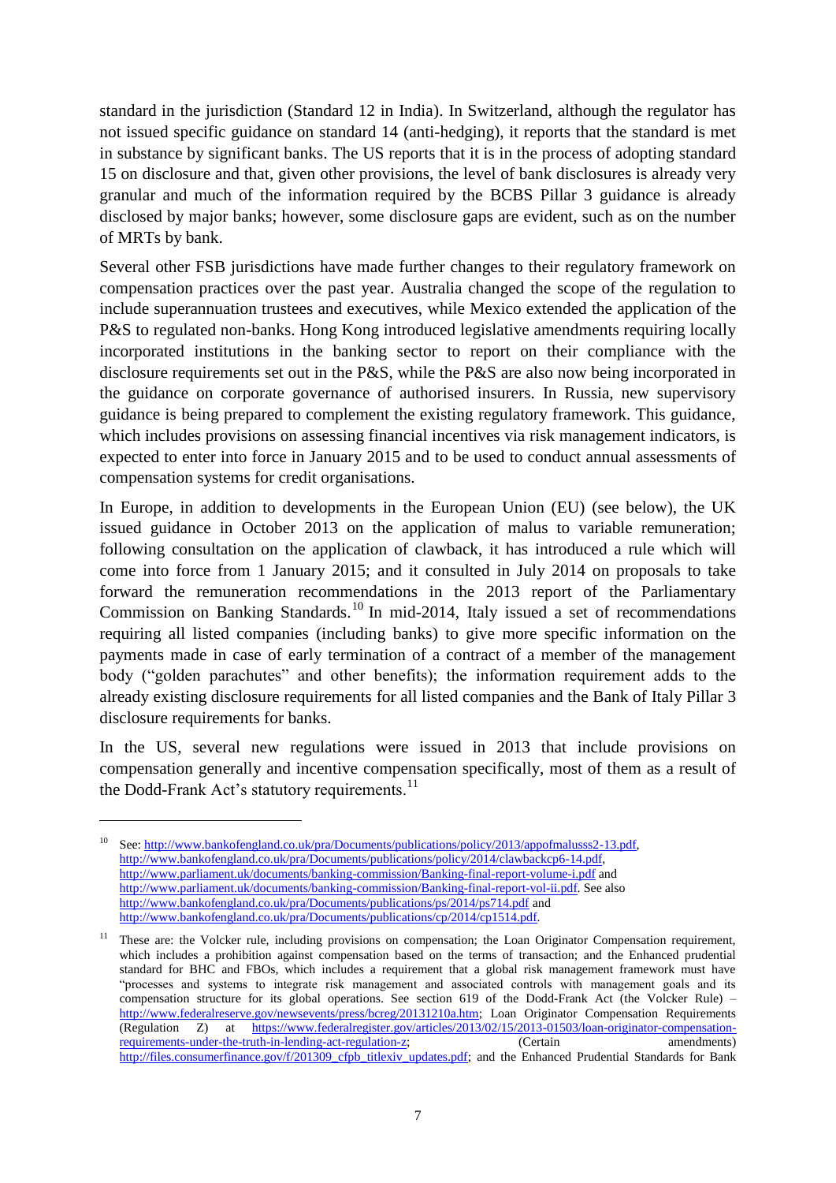standard in the jurisdiction (Standard 12 in India). In Switzerland, although the regulator has not issued specific guidance on standard 14 (anti-hedging), it reports that the standard is met in substance by significant banks. The US reports that it is in the process of adopting standard 15 on disclosure and that, given other provisions, the level of bank disclosures is already very granular and much of the information required by the BCBS Pillar 3 guidance is already disclosed by major banks; however, some disclosure gaps are evident, such as on the number of MRTs by bank.

Several other FSB jurisdictions have made further changes to their regulatory framework on compensation practices over the past year. Australia changed the scope of the regulation to include superannuation trustees and executives, while Mexico extended the application of the P&S to regulated non-banks. Hong Kong introduced legislative amendments requiring locally incorporated institutions in the banking sector to report on their compliance with the disclosure requirements set out in the P&S, while the P&S are also now being incorporated in the guidance on corporate governance of authorised insurers. In Russia, new supervisory guidance is being prepared to complement the existing regulatory framework. This guidance, which includes provisions on assessing financial incentives via risk management indicators, is expected to enter into force in January 2015 and to be used to conduct annual assessments of compensation systems for credit organisations.

In Europe, in addition to developments in the European Union (EU) (see below), the UK issued guidance in October 2013 on the application of malus to variable remuneration; following consultation on the application of clawback, it has introduced a rule which will come into force from 1 January 2015; and it consulted in July 2014 on proposals to take forward the remuneration recommendations in the 2013 report of the Parliamentary Commission on Banking Standards.[10] In mid-2014, Italy issued a set of recommendations requiring all listed companies (including banks) to give more specific information on the payments made in case of early termination of a contract of a member of the management body ("golden parachutes" and other benefits); the information requirement adds to the already existing disclosure requirements for all listed companies and the Bank of Italy Pillar 3 disclosure requirements for banks.

In the US, several new regulations were issued in 2013 that include provisions on compensation generally and incentive compensation specifically, most of them as a result of the Dodd-Frank Act's statutory requirements.[11]

---

[10] See: http://www.bankofengland.co.uk/pra/Documents/publications/policy/2013/appofmalusss2-13.pdf, http://www.bankofengland.co.uk/pra/Documents/publications/policy/2014/clawbackcp6-14.pdf, http://www.parliament.uk/documents/banking-commission/Banking-final-report-volume-i.pdf and http://www.parliament.uk/documents/banking-commission/Banking-final-report-vol-ii.pdf. See also http://www.bankofengland.co.uk/pra/Documents/publications/ps/2014/ps714.pdf and http://www.bankofengland.co.uk/pra/Documents/publications/cp/2014/cp1514.pdf.

[11] These are: the Volcker rule, including provisions on compensation; the Loan Originator Compensation requirement, which includes a prohibition against compensation based on the terms of transaction; and the Enhanced prudential standard for BHC and FBOs, which includes a requirement that a global risk management framework must have "processes and systems to integrate risk management and associated controls with management goals and its compensation structure for its global operations. See section 619 of the Dodd-Frank Act (the Volcker Rule) – http://www.federalreserve.gov/newsevents/press/bcreg/20131210a.htm; Loan Originator Compensation Requirements (Regulation Z) at https://www.federalregister.gov/articles/2013/02/15/2013-01503/loan-originator-compensation-requirements-under-the-truth-in-lending-act-regulation-z; (Certain amendments) http://files.consumerfinance.gov/f/201309_cfpb_titlexiv_updates.pdf; and the Enhanced Prudential Standards for Bank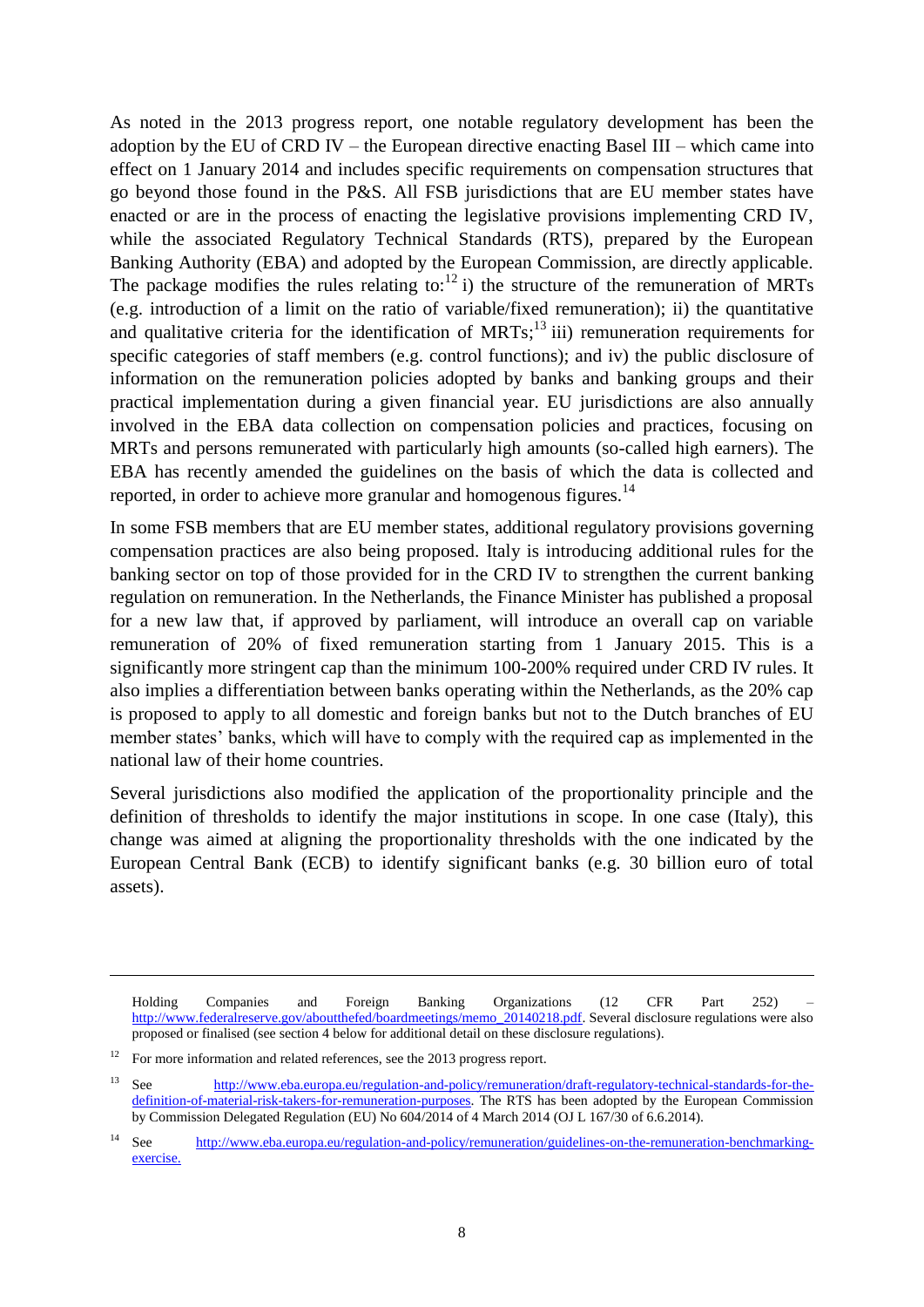As noted in the 2013 progress report, one notable regulatory development has been the adoption by the EU of CRD IV – the European directive enacting Basel III – which came into effect on 1 January 2014 and includes specific requirements on compensation structures that go beyond those found in the P&S. All FSB jurisdictions that are EU member states have enacted or are in the process of enacting the legislative provisions implementing CRD IV, while the associated Regulatory Technical Standards (RTS), prepared by the European Banking Authority (EBA) and adopted by the European Commission, are directly applicable. The package modifies the rules relating to:[12] i) the structure of the remuneration of MRTs (e.g. introduction of a limit on the ratio of variable/fixed remuneration); ii) the quantitative and qualitative criteria for the identification of MRTs;[13] iii) remuneration requirements for specific categories of staff members (e.g. control functions); and iv) the public disclosure of information on the remuneration policies adopted by banks and banking groups and their practical implementation during a given financial year. EU jurisdictions are also annually involved in the EBA data collection on compensation policies and practices, focusing on MRTs and persons remunerated with particularly high amounts (so-called high earners). The EBA has recently amended the guidelines on the basis of which the data is collected and reported, in order to achieve more granular and homogenous figures.[14]

In some FSB members that are EU member states, additional regulatory provisions governing compensation practices are also being proposed. Italy is introducing additional rules for the banking sector on top of those provided for in the CRD IV to strengthen the current banking regulation on remuneration. In the Netherlands, the Finance Minister has published a proposal for a new law that, if approved by parliament, will introduce an overall cap on variable remuneration of 20% of fixed remuneration starting from 1 January 2015. This is a significantly more stringent cap than the minimum 100-200% required under CRD IV rules. It also implies a differentiation between banks operating within the Netherlands, as the 20% cap is proposed to apply to all domestic and foreign banks but not to the Dutch branches of EU member states' banks, which will have to comply with the required cap as implemented in the national law of their home countries.

Several jurisdictions also modified the application of the proportionality principle and the definition of thresholds to identify the major institutions in scope. In one case (Italy), this change was aimed at aligning the proportionality thresholds with the one indicated by the European Central Bank (ECB) to identify significant banks (e.g. 30 billion euro of total assets).

---

Holding Companies and Foreign Banking Organizations (12 CFR Part 252) – http://www.federalreserve.gov/aboutthefed/boardmeetings/memo_20140218.pdf. Several disclosure regulations were also proposed or finalised (see section 4 below for additional detail on these disclosure regulations).

[12] For more information and related references, see the 2013 progress report.

[13] See http://www.eba.europa.eu/regulation-and-policy/remuneration/draft-regulatory-technical-standards-for-the-definition-of-material-risk-takers-for-remuneration-purposes. The RTS has been adopted by the European Commission by Commission Delegated Regulation (EU) No 604/2014 of 4 March 2014 (OJ L 167/30 of 6.6.2014).

[14] See http://www.eba.europa.eu/regulation-and-policy/remuneration/guidelines-on-the-remuneration-benchmarking-exercise.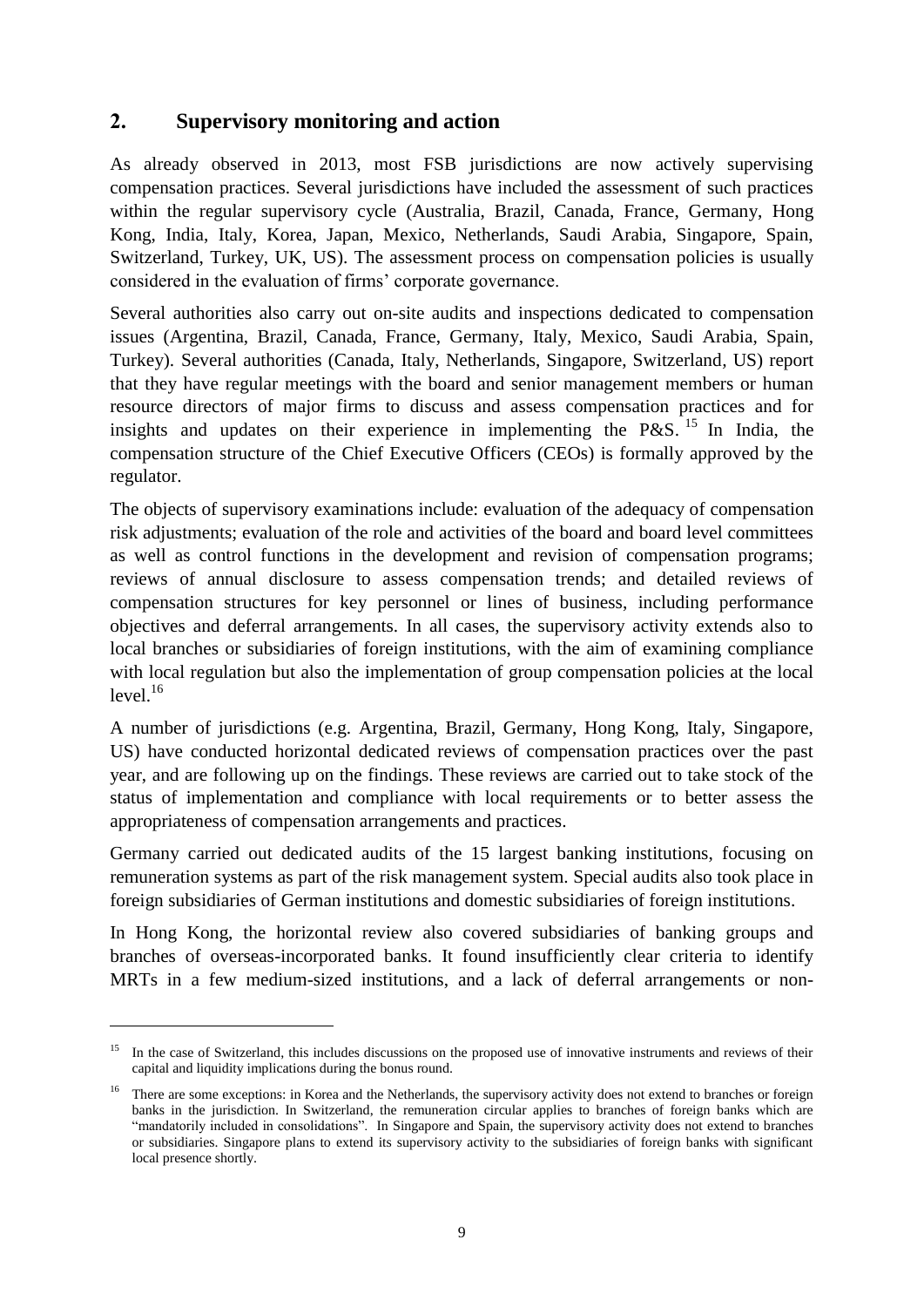## 2. Supervisory monitoring and action

As already observed in 2013, most FSB jurisdictions are now actively supervising compensation practices. Several jurisdictions have included the assessment of such practices within the regular supervisory cycle (Australia, Brazil, Canada, France, Germany, Hong Kong, India, Italy, Korea, Japan, Mexico, Netherlands, Saudi Arabia, Singapore, Spain, Switzerland, Turkey, UK, US). The assessment process on compensation policies is usually considered in the evaluation of firms' corporate governance.

Several authorities also carry out on-site audits and inspections dedicated to compensation issues (Argentina, Brazil, Canada, France, Germany, Italy, Mexico, Saudi Arabia, Spain, Turkey). Several authorities (Canada, Italy, Netherlands, Singapore, Switzerland, US) report that they have regular meetings with the board and senior management members or human resource directors of major firms to discuss and assess compensation practices and for insights and updates on their experience in implementing the P&S.[15] In India, the compensation structure of the Chief Executive Officers (CEOs) is formally approved by the regulator.

The objects of supervisory examinations include: evaluation of the adequacy of compensation risk adjustments; evaluation of the role and activities of the board and board level committees as well as control functions in the development and revision of compensation programs; reviews of annual disclosure to assess compensation trends; and detailed reviews of compensation structures for key personnel or lines of business, including performance objectives and deferral arrangements. In all cases, the supervisory activity extends also to local branches or subsidiaries of foreign institutions, with the aim of examining compliance with local regulation but also the implementation of group compensation policies at the local level.[16]

A number of jurisdictions (e.g. Argentina, Brazil, Germany, Hong Kong, Italy, Singapore, US) have conducted horizontal dedicated reviews of compensation practices over the past year, and are following up on the findings. These reviews are carried out to take stock of the status of implementation and compliance with local requirements or to better assess the appropriateness of compensation arrangements and practices.

Germany carried out dedicated audits of the 15 largest banking institutions, focusing on remuneration systems as part of the risk management system. Special audits also took place in foreign subsidiaries of German institutions and domestic subsidiaries of foreign institutions.

In Hong Kong, the horizontal review also covered subsidiaries of banking groups and branches of overseas-incorporated banks. It found insufficiently clear criteria to identify MRTs in a few medium-sized institutions, and a lack of deferral arrangements or non-

---

[15] In the case of Switzerland, this includes discussions on the proposed use of innovative instruments and reviews of their capital and liquidity implications during the bonus round.

[16] There are some exceptions: in Korea and the Netherlands, the supervisory activity does not extend to branches or foreign banks in the jurisdiction. In Switzerland, the remuneration circular applies to branches of foreign banks which are "mandatorily included in consolidations". In Singapore and Spain, the supervisory activity does not extend to branches or subsidiaries. Singapore plans to extend its supervisory activity to the subsidiaries of foreign banks with significant local presence shortly.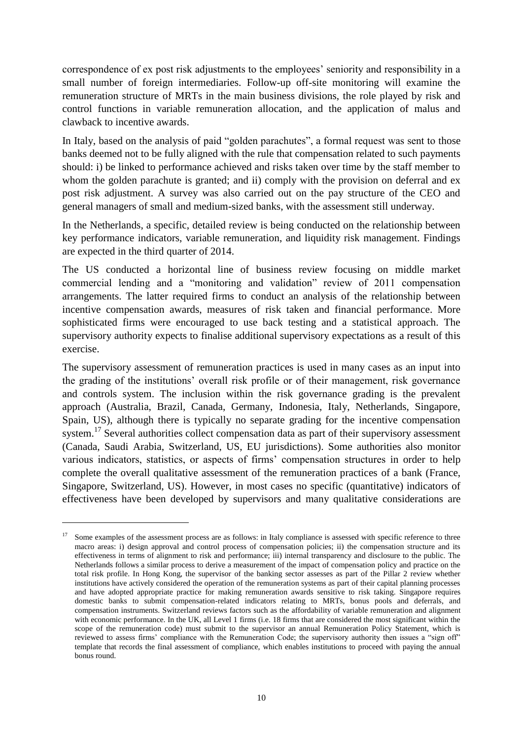correspondence of ex post risk adjustments to the employees' seniority and responsibility in a small number of foreign intermediaries. Follow-up off-site monitoring will examine the remuneration structure of MRTs in the main business divisions, the role played by risk and control functions in variable remuneration allocation, and the application of malus and clawback to incentive awards.

In Italy, based on the analysis of paid "golden parachutes", a formal request was sent to those banks deemed not to be fully aligned with the rule that compensation related to such payments should: i) be linked to performance achieved and risks taken over time by the staff member to whom the golden parachute is granted; and ii) comply with the provision on deferral and ex post risk adjustment. A survey was also carried out on the pay structure of the CEO and general managers of small and medium-sized banks, with the assessment still underway.

In the Netherlands, a specific, detailed review is being conducted on the relationship between key performance indicators, variable remuneration, and liquidity risk management. Findings are expected in the third quarter of 2014.

The US conducted a horizontal line of business review focusing on middle market commercial lending and a "monitoring and validation" review of 2011 compensation arrangements. The latter required firms to conduct an analysis of the relationship between incentive compensation awards, measures of risk taken and financial performance. More sophisticated firms were encouraged to use back testing and a statistical approach. The supervisory authority expects to finalise additional supervisory expectations as a result of this exercise.

The supervisory assessment of remuneration practices is used in many cases as an input into the grading of the institutions' overall risk profile or of their management, risk governance and controls system. The inclusion within the risk governance grading is the prevalent approach (Australia, Brazil, Canada, Germany, Indonesia, Italy, Netherlands, Singapore, Spain, US), although there is typically no separate grading for the incentive compensation system.[17] Several authorities collect compensation data as part of their supervisory assessment (Canada, Saudi Arabia, Switzerland, US, EU jurisdictions). Some authorities also monitor various indicators, statistics, or aspects of firms' compensation structures in order to help complete the overall qualitative assessment of the remuneration practices of a bank (France, Singapore, Switzerland, US). However, in most cases no specific (quantitative) indicators of effectiveness have been developed by supervisors and many qualitative considerations are

---

[17] Some examples of the assessment process are as follows: in Italy compliance is assessed with specific reference to three macro areas: i) design approval and control process of compensation policies; ii) the compensation structure and its effectiveness in terms of alignment to risk and performance; iii) internal transparency and disclosure to the public. The Netherlands follows a similar process to derive a measurement of the impact of compensation policy and practice on the total risk profile. In Hong Kong, the supervisor of the banking sector assesses as part of the Pillar 2 review whether institutions have actively considered the operation of the remuneration systems as part of their capital planning processes and have adopted appropriate practice for making remuneration awards sensitive to risk taking. Singapore requires domestic banks to submit compensation-related indicators relating to MRTs, bonus pools and deferrals, and compensation instruments. Switzerland reviews factors such as the affordability of variable remuneration and alignment with economic performance. In the UK, all Level 1 firms (i.e. 18 firms that are considered the most significant within the scope of the remuneration code) must submit to the supervisor an annual Remuneration Policy Statement, which is reviewed to assess firms' compliance with the Remuneration Code; the supervisory authority then issues a "sign off" template that records the final assessment of compliance, which enables institutions to proceed with paying the annual bonus round.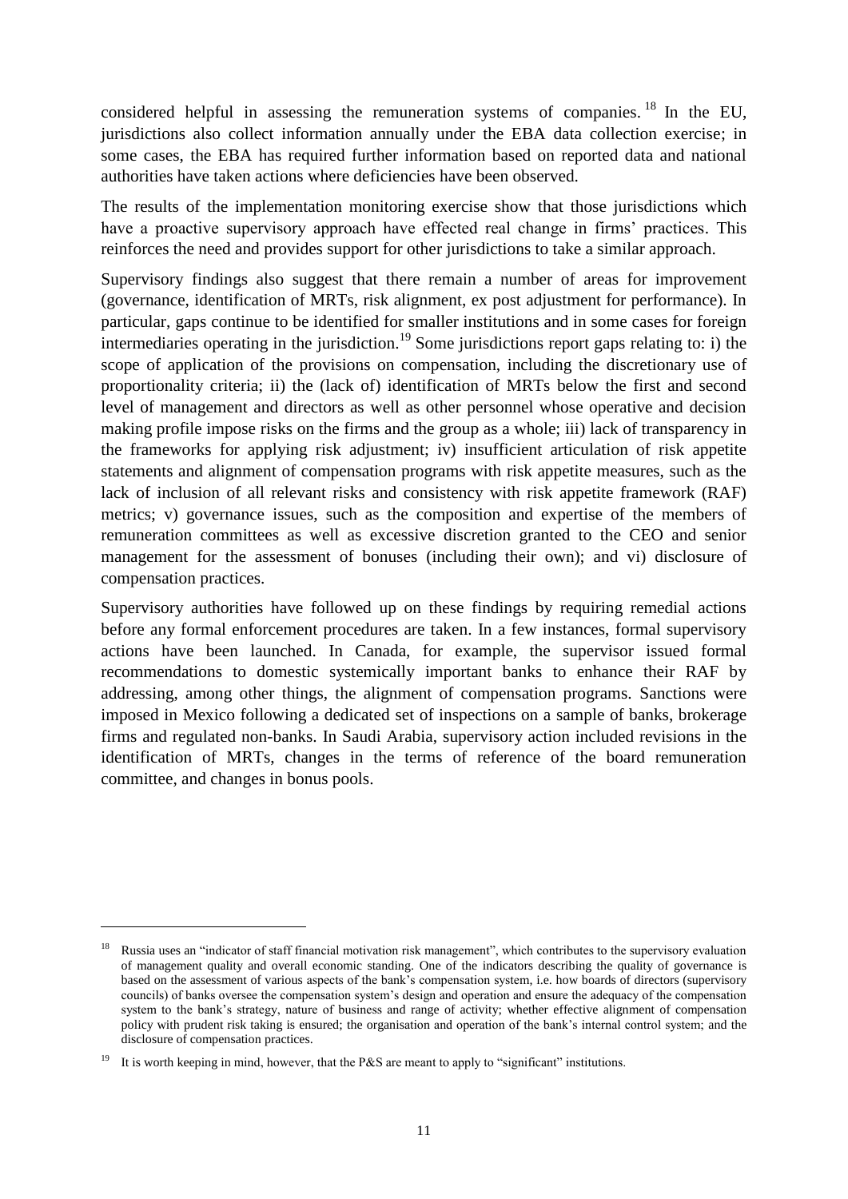considered helpful in assessing the remuneration systems of companies.[18] In the EU, jurisdictions also collect information annually under the EBA data collection exercise; in some cases, the EBA has required further information based on reported data and national authorities have taken actions where deficiencies have been observed.

The results of the implementation monitoring exercise show that those jurisdictions which have a proactive supervisory approach have effected real change in firms' practices. This reinforces the need and provides support for other jurisdictions to take a similar approach.

Supervisory findings also suggest that there remain a number of areas for improvement (governance, identification of MRTs, risk alignment, ex post adjustment for performance). In particular, gaps continue to be identified for smaller institutions and in some cases for foreign intermediaries operating in the jurisdiction.[19] Some jurisdictions report gaps relating to: i) the scope of application of the provisions on compensation, including the discretionary use of proportionality criteria; ii) the (lack of) identification of MRTs below the first and second level of management and directors as well as other personnel whose operative and decision making profile impose risks on the firms and the group as a whole; iii) lack of transparency in the frameworks for applying risk adjustment; iv) insufficient articulation of risk appetite statements and alignment of compensation programs with risk appetite measures, such as the lack of inclusion of all relevant risks and consistency with risk appetite framework (RAF) metrics; v) governance issues, such as the composition and expertise of the members of remuneration committees as well as excessive discretion granted to the CEO and senior management for the assessment of bonuses (including their own); and vi) disclosure of compensation practices.

Supervisory authorities have followed up on these findings by requiring remedial actions before any formal enforcement procedures are taken. In a few instances, formal supervisory actions have been launched. In Canada, for example, the supervisor issued formal recommendations to domestic systemically important banks to enhance their RAF by addressing, among other things, the alignment of compensation programs. Sanctions were imposed in Mexico following a dedicated set of inspections on a sample of banks, brokerage firms and regulated non-banks. In Saudi Arabia, supervisory action included revisions in the identification of MRTs, changes in the terms of reference of the board remuneration committee, and changes in bonus pools.

---

[18] Russia uses an "indicator of staff financial motivation risk management", which contributes to the supervisory evaluation of management quality and overall economic standing. One of the indicators describing the quality of governance is based on the assessment of various aspects of the bank's compensation system, i.e. how boards of directors (supervisory councils) of banks oversee the compensation system's design and operation and ensure the adequacy of the compensation system to the bank's strategy, nature of business and range of activity; whether effective alignment of compensation policy with prudent risk taking is ensured; the organisation and operation of the bank's internal control system; and the disclosure of compensation practices.

[19] It is worth keeping in mind, however, that the P&S are meant to apply to "significant" institutions.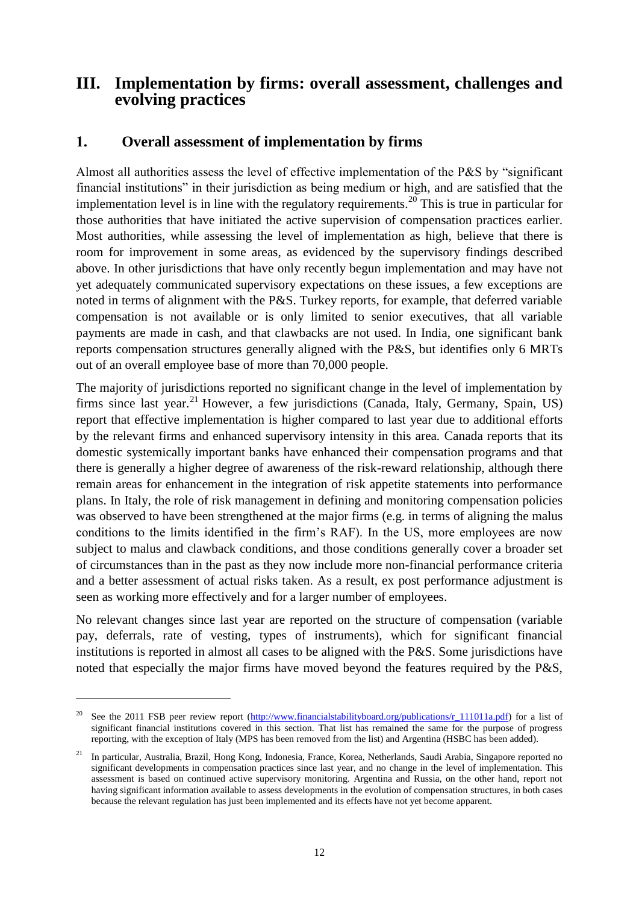# III. Implementation by firms: overall assessment, challenges and evolving practices

## 1. Overall assessment of implementation by firms

Almost all authorities assess the level of effective implementation of the P&S by "significant financial institutions" in their jurisdiction as being medium or high, and are satisfied that the implementation level is in line with the regulatory requirements.[20] This is true in particular for those authorities that have initiated the active supervision of compensation practices earlier. Most authorities, while assessing the level of implementation as high, believe that there is room for improvement in some areas, as evidenced by the supervisory findings described above. In other jurisdictions that have only recently begun implementation and may have not yet adequately communicated supervisory expectations on these issues, a few exceptions are noted in terms of alignment with the P&S. Turkey reports, for example, that deferred variable compensation is not available or is only limited to senior executives, that all variable payments are made in cash, and that clawbacks are not used. In India, one significant bank reports compensation structures generally aligned with the P&S, but identifies only 6 MRTs out of an overall employee base of more than 70,000 people.

The majority of jurisdictions reported no significant change in the level of implementation by firms since last year.[21] However, a few jurisdictions (Canada, Italy, Germany, Spain, US) report that effective implementation is higher compared to last year due to additional efforts by the relevant firms and enhanced supervisory intensity in this area. Canada reports that its domestic systemically important banks have enhanced their compensation programs and that there is generally a higher degree of awareness of the risk-reward relationship, although there remain areas for enhancement in the integration of risk appetite statements into performance plans. In Italy, the role of risk management in defining and monitoring compensation policies was observed to have been strengthened at the major firms (e.g. in terms of aligning the malus conditions to the limits identified in the firm's RAF). In the US, more employees are now subject to malus and clawback conditions, and those conditions generally cover a broader set of circumstances than in the past as they now include more non-financial performance criteria and a better assessment of actual risks taken. As a result, ex post performance adjustment is seen as working more effectively and for a larger number of employees.

No relevant changes since last year are reported on the structure of compensation (variable pay, deferrals, rate of vesting, types of instruments), which for significant financial institutions is reported in almost all cases to be aligned with the P&S. Some jurisdictions have noted that especially the major firms have moved beyond the features required by the P&S,

[20] See the 2011 FSB peer review report (http://www.financialstabilityboard.org/publications/r_111011a.pdf) for a list of significant financial institutions covered in this section. That list has remained the same for the purpose of progress reporting, with the exception of Italy (MPS has been removed from the list) and Argentina (HSBC has been added).

[21] In particular, Australia, Brazil, Hong Kong, Indonesia, France, Korea, Netherlands, Saudi Arabia, Singapore reported no significant developments in compensation practices since last year, and no change in the level of implementation. This assessment is based on continued active supervisory monitoring. Argentina and Russia, on the other hand, report not having significant information available to assess developments in the evolution of compensation structures, in both cases because the relevant regulation has just been implemented and its effects have not yet become apparent.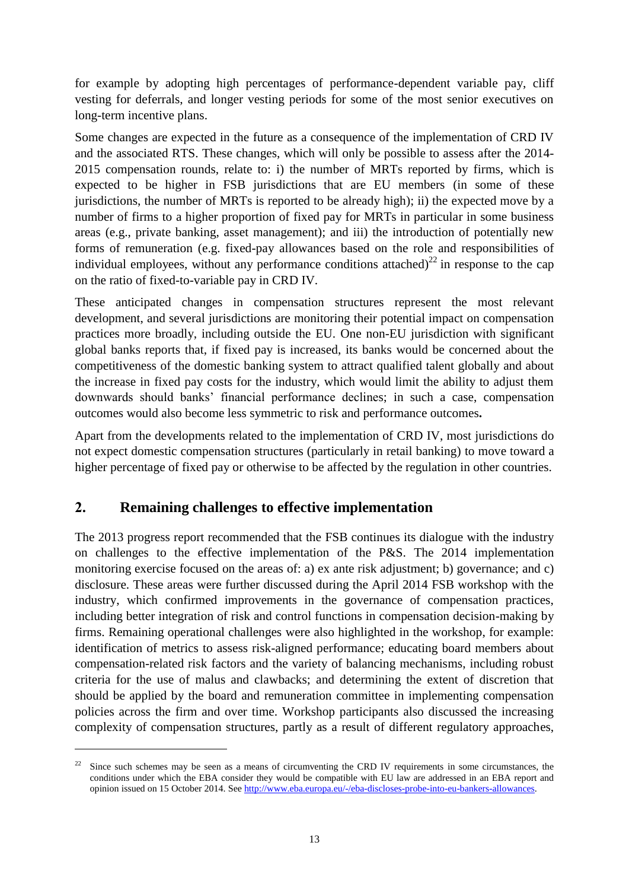for example by adopting high percentages of performance-dependent variable pay, cliff vesting for deferrals, and longer vesting periods for some of the most senior executives on long-term incentive plans.

Some changes are expected in the future as a consequence of the implementation of CRD IV and the associated RTS. These changes, which will only be possible to assess after the 2014-2015 compensation rounds, relate to: i) the number of MRTs reported by firms, which is expected to be higher in FSB jurisdictions that are EU members (in some of these jurisdictions, the number of MRTs is reported to be already high); ii) the expected move by a number of firms to a higher proportion of fixed pay for MRTs in particular in some business areas (e.g., private banking, asset management); and iii) the introduction of potentially new forms of remuneration (e.g. fixed-pay allowances based on the role and responsibilities of individual employees, without any performance conditions attached)[22] in response to the cap on the ratio of fixed-to-variable pay in CRD IV.

These anticipated changes in compensation structures represent the most relevant development, and several jurisdictions are monitoring their potential impact on compensation practices more broadly, including outside the EU. One non-EU jurisdiction with significant global banks reports that, if fixed pay is increased, its banks would be concerned about the competitiveness of the domestic banking system to attract qualified talent globally and about the increase in fixed pay costs for the industry, which would limit the ability to adjust them downwards should banks' financial performance declines; in such a case, compensation outcomes would also become less symmetric to risk and performance outcomes**.**

Apart from the developments related to the implementation of CRD IV, most jurisdictions do not expect domestic compensation structures (particularly in retail banking) to move toward a higher percentage of fixed pay or otherwise to be affected by the regulation in other countries.

## 2. Remaining challenges to effective implementation

The 2013 progress report recommended that the FSB continues its dialogue with the industry on challenges to the effective implementation of the P&S. The 2014 implementation monitoring exercise focused on the areas of: a) ex ante risk adjustment; b) governance; and c) disclosure. These areas were further discussed during the April 2014 FSB workshop with the industry, which confirmed improvements in the governance of compensation practices, including better integration of risk and control functions in compensation decision-making by firms. Remaining operational challenges were also highlighted in the workshop, for example: identification of metrics to assess risk-aligned performance; educating board members about compensation-related risk factors and the variety of balancing mechanisms, including robust criteria for the use of malus and clawbacks; and determining the extent of discretion that should be applied by the board and remuneration committee in implementing compensation policies across the firm and over time. Workshop participants also discussed the increasing complexity of compensation structures, partly as a result of different regulatory approaches,

---

[22] Since such schemes may be seen as a means of circumventing the CRD IV requirements in some circumstances, the conditions under which the EBA consider they would be compatible with EU law are addressed in an EBA report and opinion issued on 15 October 2014. See http://www.eba.europa.eu/-/eba-discloses-probe-into-eu-bankers-allowances.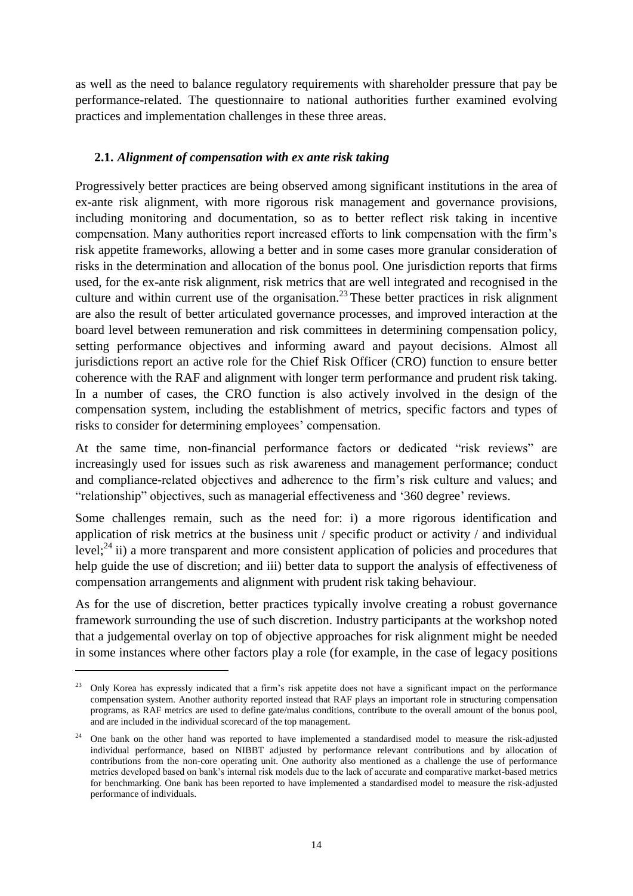as well as the need to balance regulatory requirements with shareholder pressure that pay be performance-related. The questionnaire to national authorities further examined evolving practices and implementation challenges in these three areas.

### 2.1. *Alignment of compensation with ex ante risk taking*

Progressively better practices are being observed among significant institutions in the area of ex-ante risk alignment, with more rigorous risk management and governance provisions, including monitoring and documentation, so as to better reflect risk taking in incentive compensation. Many authorities report increased efforts to link compensation with the firm's risk appetite frameworks, allowing a better and in some cases more granular consideration of risks in the determination and allocation of the bonus pool. One jurisdiction reports that firms used, for the ex-ante risk alignment, risk metrics that are well integrated and recognised in the culture and within current use of the organisation.[23] These better practices in risk alignment are also the result of better articulated governance processes, and improved interaction at the board level between remuneration and risk committees in determining compensation policy, setting performance objectives and informing award and payout decisions. Almost all jurisdictions report an active role for the Chief Risk Officer (CRO) function to ensure better coherence with the RAF and alignment with longer term performance and prudent risk taking. In a number of cases, the CRO function is also actively involved in the design of the compensation system, including the establishment of metrics, specific factors and types of risks to consider for determining employees' compensation.

At the same time, non-financial performance factors or dedicated "risk reviews" are increasingly used for issues such as risk awareness and management performance; conduct and compliance-related objectives and adherence to the firm's risk culture and values; and "relationship" objectives, such as managerial effectiveness and '360 degree' reviews.

Some challenges remain, such as the need for: i) a more rigorous identification and application of risk metrics at the business unit / specific product or activity / and individual level;[24] ii) a more transparent and more consistent application of policies and procedures that help guide the use of discretion; and iii) better data to support the analysis of effectiveness of compensation arrangements and alignment with prudent risk taking behaviour.

As for the use of discretion, better practices typically involve creating a robust governance framework surrounding the use of such discretion. Industry participants at the workshop noted that a judgemental overlay on top of objective approaches for risk alignment might be needed in some instances where other factors play a role (for example, in the case of legacy positions

---

[23] Only Korea has expressly indicated that a firm's risk appetite does not have a significant impact on the performance compensation system. Another authority reported instead that RAF plays an important role in structuring compensation programs, as RAF metrics are used to define gate/malus conditions, contribute to the overall amount of the bonus pool, and are included in the individual scorecard of the top management.

[24] One bank on the other hand was reported to have implemented a standardised model to measure the risk-adjusted individual performance, based on NIBBT adjusted by performance relevant contributions and by allocation of contributions from the non-core operating unit. One authority also mentioned as a challenge the use of performance metrics developed based on bank's internal risk models due to the lack of accurate and comparative market-based metrics for benchmarking. One bank has been reported to have implemented a standardised model to measure the risk-adjusted performance of individuals.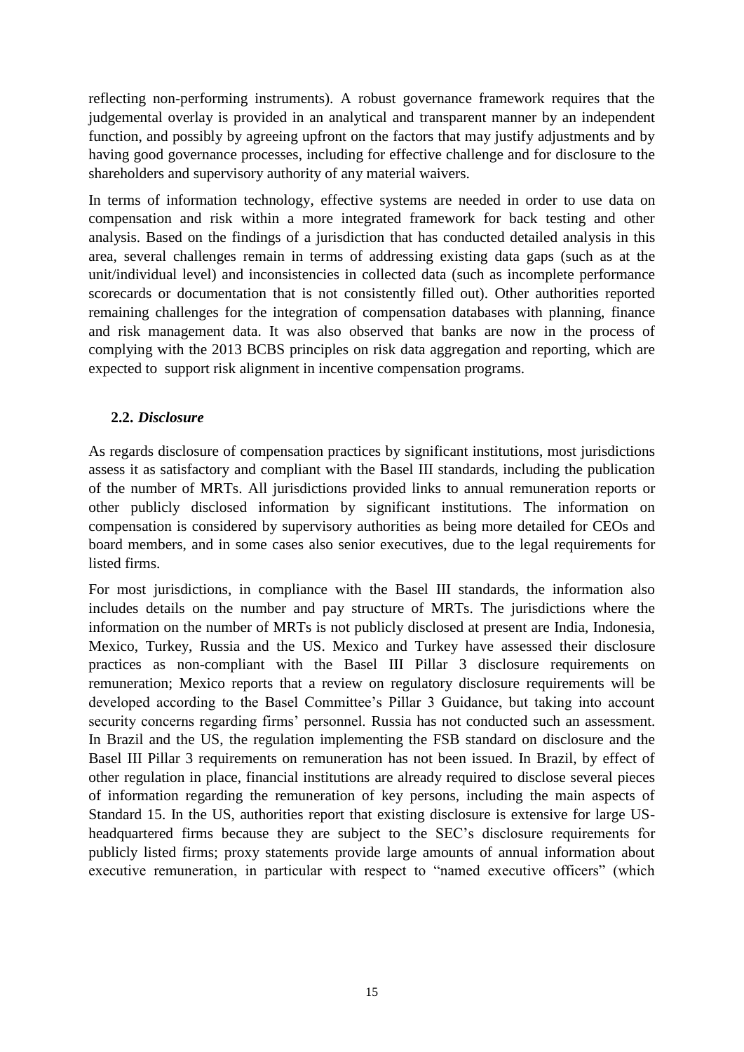reflecting non-performing instruments). A robust governance framework requires that the judgemental overlay is provided in an analytical and transparent manner by an independent function, and possibly by agreeing upfront on the factors that may justify adjustments and by having good governance processes, including for effective challenge and for disclosure to the shareholders and supervisory authority of any material waivers.

In terms of information technology, effective systems are needed in order to use data on compensation and risk within a more integrated framework for back testing and other analysis. Based on the findings of a jurisdiction that has conducted detailed analysis in this area, several challenges remain in terms of addressing existing data gaps (such as at the unit/individual level) and inconsistencies in collected data (such as incomplete performance scorecards or documentation that is not consistently filled out). Other authorities reported remaining challenges for the integration of compensation databases with planning, finance and risk management data. It was also observed that banks are now in the process of complying with the 2013 BCBS principles on risk data aggregation and reporting, which are expected to support risk alignment in incentive compensation programs.

### **2.2.** ***Disclosure***

As regards disclosure of compensation practices by significant institutions, most jurisdictions assess it as satisfactory and compliant with the Basel III standards, including the publication of the number of MRTs. All jurisdictions provided links to annual remuneration reports or other publicly disclosed information by significant institutions. The information on compensation is considered by supervisory authorities as being more detailed for CEOs and board members, and in some cases also senior executives, due to the legal requirements for listed firms.

For most jurisdictions, in compliance with the Basel III standards, the information also includes details on the number and pay structure of MRTs. The jurisdictions where the information on the number of MRTs is not publicly disclosed at present are India, Indonesia, Mexico, Turkey, Russia and the US. Mexico and Turkey have assessed their disclosure practices as non-compliant with the Basel III Pillar 3 disclosure requirements on remuneration; Mexico reports that a review on regulatory disclosure requirements will be developed according to the Basel Committee's Pillar 3 Guidance, but taking into account security concerns regarding firms' personnel. Russia has not conducted such an assessment. In Brazil and the US, the regulation implementing the FSB standard on disclosure and the Basel III Pillar 3 requirements on remuneration has not been issued. In Brazil, by effect of other regulation in place, financial institutions are already required to disclose several pieces of information regarding the remuneration of key persons, including the main aspects of Standard 15. In the US, authorities report that existing disclosure is extensive for large US-headquartered firms because they are subject to the SEC's disclosure requirements for publicly listed firms; proxy statements provide large amounts of annual information about executive remuneration, in particular with respect to "named executive officers" (which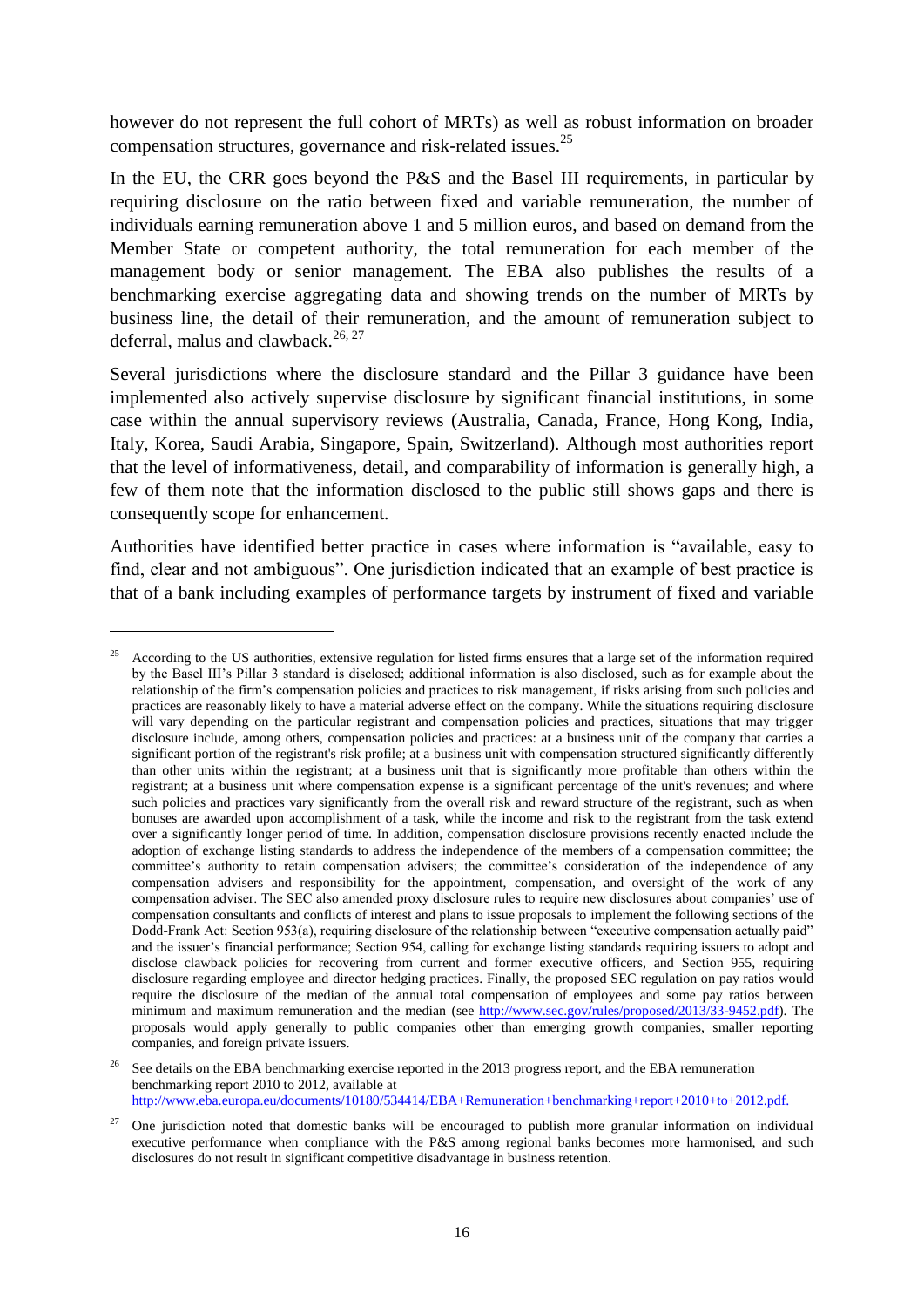however do not represent the full cohort of MRTs) as well as robust information on broader compensation structures, governance and risk-related issues.[25]

In the EU, the CRR goes beyond the P&S and the Basel III requirements, in particular by requiring disclosure on the ratio between fixed and variable remuneration, the number of individuals earning remuneration above 1 and 5 million euros, and based on demand from the Member State or competent authority, the total remuneration for each member of the management body or senior management. The EBA also publishes the results of a benchmarking exercise aggregating data and showing trends on the number of MRTs by business line, the detail of their remuneration, and the amount of remuneration subject to deferral, malus and clawback.[26, 27]

Several jurisdictions where the disclosure standard and the Pillar 3 guidance have been implemented also actively supervise disclosure by significant financial institutions, in some case within the annual supervisory reviews (Australia, Canada, France, Hong Kong, India, Italy, Korea, Saudi Arabia, Singapore, Spain, Switzerland). Although most authorities report that the level of informativeness, detail, and comparability of information is generally high, a few of them note that the information disclosed to the public still shows gaps and there is consequently scope for enhancement.

Authorities have identified better practice in cases where information is "available, easy to find, clear and not ambiguous". One jurisdiction indicated that an example of best practice is that of a bank including examples of performance targets by instrument of fixed and variable

---

[25] According to the US authorities, extensive regulation for listed firms ensures that a large set of the information required by the Basel III's Pillar 3 standard is disclosed; additional information is also disclosed, such as for example about the relationship of the firm's compensation policies and practices to risk management, if risks arising from such policies and practices are reasonably likely to have a material adverse effect on the company. While the situations requiring disclosure will vary depending on the particular registrant and compensation policies and practices, situations that may trigger disclosure include, among others, compensation policies and practices: at a business unit of the company that carries a significant portion of the registrant's risk profile; at a business unit with compensation structured significantly differently than other units within the registrant; at a business unit that is significantly more profitable than others within the registrant; at a business unit where compensation expense is a significant percentage of the unit's revenues; and where such policies and practices vary significantly from the overall risk and reward structure of the registrant, such as when bonuses are awarded upon accomplishment of a task, while the income and risk to the registrant from the task extend over a significantly longer period of time. In addition, compensation disclosure provisions recently enacted include the adoption of exchange listing standards to address the independence of the members of a compensation committee; the committee's authority to retain compensation advisers; the committee's consideration of the independence of any compensation advisers and responsibility for the appointment, compensation, and oversight of the work of any compensation adviser. The SEC also amended proxy disclosure rules to require new disclosures about companies' use of compensation consultants and conflicts of interest and plans to issue proposals to implement the following sections of the Dodd-Frank Act: Section 953(a), requiring disclosure of the relationship between "executive compensation actually paid" and the issuer's financial performance; Section 954, calling for exchange listing standards requiring issuers to adopt and disclose clawback policies for recovering from current and former executive officers, and Section 955, requiring disclosure regarding employee and director hedging practices. Finally, the proposed SEC regulation on pay ratios would require the disclosure of the median of the annual total compensation of employees and some pay ratios between minimum and maximum remuneration and the median (see http://www.sec.gov/rules/proposed/2013/33-9452.pdf). The proposals would apply generally to public companies other than emerging growth companies, smaller reporting companies, and foreign private issuers.

[26] See details on the EBA benchmarking exercise reported in the 2013 progress report, and the EBA remuneration benchmarking report 2010 to 2012, available at http://www.eba.europa.eu/documents/10180/534414/EBA+Remuneration+benchmarking+report+2010+to+2012.pdf.

[27] One jurisdiction noted that domestic banks will be encouraged to publish more granular information on individual executive performance when compliance with the P&S among regional banks becomes more harmonised, and such disclosures do not result in significant competitive disadvantage in business retention.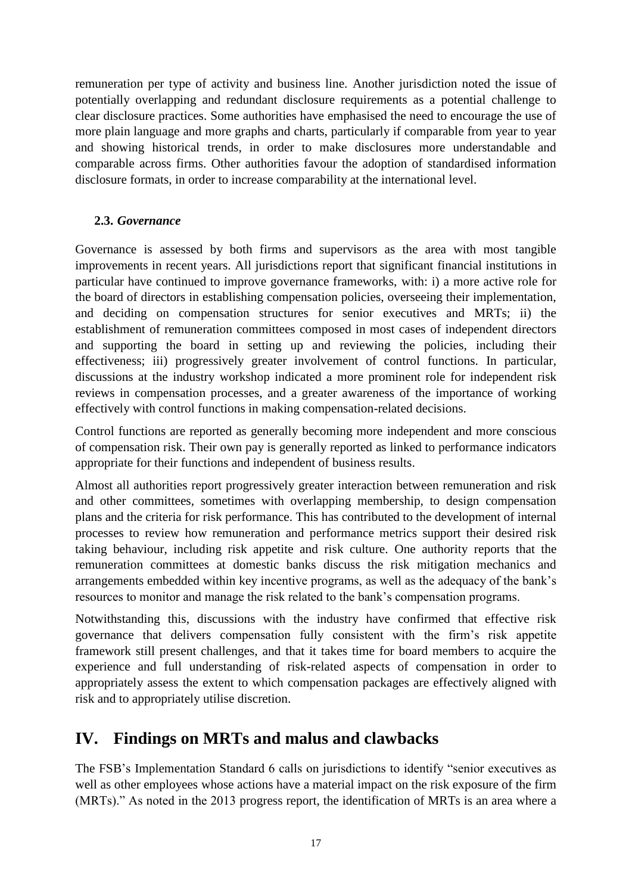remuneration per type of activity and business line. Another jurisdiction noted the issue of potentially overlapping and redundant disclosure requirements as a potential challenge to clear disclosure practices. Some authorities have emphasised the need to encourage the use of more plain language and more graphs and charts, particularly if comparable from year to year and showing historical trends, in order to make disclosures more understandable and comparable across firms. Other authorities favour the adoption of standardised information disclosure formats, in order to increase comparability at the international level.

### 2.3. *Governance*

Governance is assessed by both firms and supervisors as the area with most tangible improvements in recent years. All jurisdictions report that significant financial institutions in particular have continued to improve governance frameworks, with: i) a more active role for the board of directors in establishing compensation policies, overseeing their implementation, and deciding on compensation structures for senior executives and MRTs; ii) the establishment of remuneration committees composed in most cases of independent directors and supporting the board in setting up and reviewing the policies, including their effectiveness; iii) progressively greater involvement of control functions. In particular, discussions at the industry workshop indicated a more prominent role for independent risk reviews in compensation processes, and a greater awareness of the importance of working effectively with control functions in making compensation-related decisions.

Control functions are reported as generally becoming more independent and more conscious of compensation risk. Their own pay is generally reported as linked to performance indicators appropriate for their functions and independent of business results.

Almost all authorities report progressively greater interaction between remuneration and risk and other committees, sometimes with overlapping membership, to design compensation plans and the criteria for risk performance. This has contributed to the development of internal processes to review how remuneration and performance metrics support their desired risk taking behaviour, including risk appetite and risk culture. One authority reports that the remuneration committees at domestic banks discuss the risk mitigation mechanics and arrangements embedded within key incentive programs, as well as the adequacy of the bank's resources to monitor and manage the risk related to the bank's compensation programs.

Notwithstanding this, discussions with the industry have confirmed that effective risk governance that delivers compensation fully consistent with the firm's risk appetite framework still present challenges, and that it takes time for board members to acquire the experience and full understanding of risk-related aspects of compensation in order to appropriately assess the extent to which compensation packages are effectively aligned with risk and to appropriately utilise discretion.

## IV. Findings on MRTs and malus and clawbacks

The FSB's Implementation Standard 6 calls on jurisdictions to identify "senior executives as well as other employees whose actions have a material impact on the risk exposure of the firm (MRTs)." As noted in the 2013 progress report, the identification of MRTs is an area where a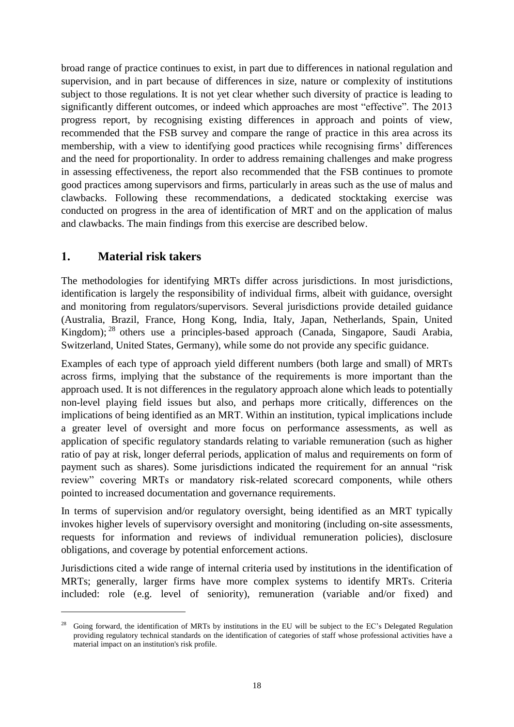broad range of practice continues to exist, in part due to differences in national regulation and supervision, and in part because of differences in size, nature or complexity of institutions subject to those regulations. It is not yet clear whether such diversity of practice is leading to significantly different outcomes, or indeed which approaches are most "effective". The 2013 progress report, by recognising existing differences in approach and points of view, recommended that the FSB survey and compare the range of practice in this area across its membership, with a view to identifying good practices while recognising firms' differences and the need for proportionality. In order to address remaining challenges and make progress in assessing effectiveness, the report also recommended that the FSB continues to promote good practices among supervisors and firms, particularly in areas such as the use of malus and clawbacks. Following these recommendations, a dedicated stocktaking exercise was conducted on progress in the area of identification of MRT and on the application of malus and clawbacks. The main findings from this exercise are described below.

## 1. Material risk takers

The methodologies for identifying MRTs differ across jurisdictions. In most jurisdictions, identification is largely the responsibility of individual firms, albeit with guidance, oversight and monitoring from regulators/supervisors. Several jurisdictions provide detailed guidance (Australia, Brazil, France, Hong Kong, India, Italy, Japan, Netherlands, Spain, United Kingdom);[28] others use a principles-based approach (Canada, Singapore, Saudi Arabia, Switzerland, United States, Germany), while some do not provide any specific guidance.

Examples of each type of approach yield different numbers (both large and small) of MRTs across firms, implying that the substance of the requirements is more important than the approach used. It is not differences in the regulatory approach alone which leads to potentially non-level playing field issues but also, and perhaps more critically, differences on the implications of being identified as an MRT. Within an institution, typical implications include a greater level of oversight and more focus on performance assessments, as well as application of specific regulatory standards relating to variable remuneration (such as higher ratio of pay at risk, longer deferral periods, application of malus and requirements on form of payment such as shares). Some jurisdictions indicated the requirement for an annual "risk review" covering MRTs or mandatory risk-related scorecard components, while others pointed to increased documentation and governance requirements.

In terms of supervision and/or regulatory oversight, being identified as an MRT typically invokes higher levels of supervisory oversight and monitoring (including on-site assessments, requests for information and reviews of individual remuneration policies), disclosure obligations, and coverage by potential enforcement actions.

Jurisdictions cited a wide range of internal criteria used by institutions in the identification of MRTs; generally, larger firms have more complex systems to identify MRTs. Criteria included: role (e.g. level of seniority), remuneration (variable and/or fixed) and

[28] Going forward, the identification of MRTs by institutions in the EU will be subject to the EC's Delegated Regulation providing regulatory technical standards on the identification of categories of staff whose professional activities have a material impact on an institution's risk profile.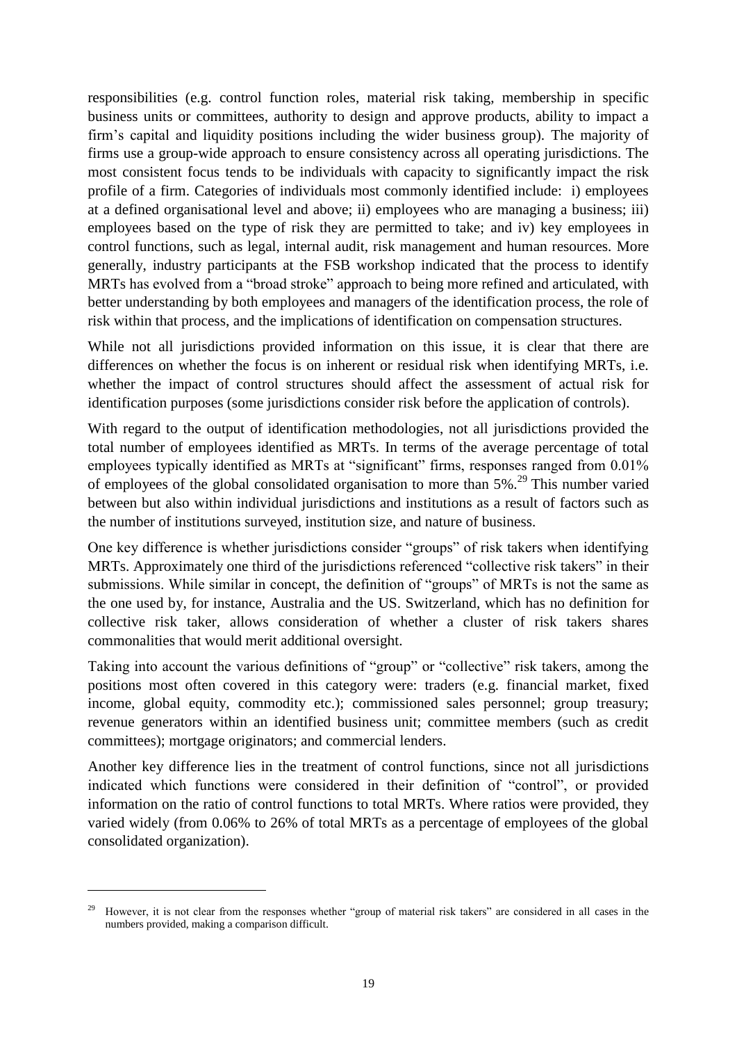responsibilities (e.g. control function roles, material risk taking, membership in specific business units or committees, authority to design and approve products, ability to impact a firm's capital and liquidity positions including the wider business group). The majority of firms use a group-wide approach to ensure consistency across all operating jurisdictions. The most consistent focus tends to be individuals with capacity to significantly impact the risk profile of a firm. Categories of individuals most commonly identified include: i) employees at a defined organisational level and above; ii) employees who are managing a business; iii) employees based on the type of risk they are permitted to take; and iv) key employees in control functions, such as legal, internal audit, risk management and human resources. More generally, industry participants at the FSB workshop indicated that the process to identify MRTs has evolved from a "broad stroke" approach to being more refined and articulated, with better understanding by both employees and managers of the identification process, the role of risk within that process, and the implications of identification on compensation structures.

While not all jurisdictions provided information on this issue, it is clear that there are differences on whether the focus is on inherent or residual risk when identifying MRTs, i.e. whether the impact of control structures should affect the assessment of actual risk for identification purposes (some jurisdictions consider risk before the application of controls).

With regard to the output of identification methodologies, not all jurisdictions provided the total number of employees identified as MRTs. In terms of the average percentage of total employees typically identified as MRTs at "significant" firms, responses ranged from 0.01% of employees of the global consolidated organisation to more than 5%.[29] This number varied between but also within individual jurisdictions and institutions as a result of factors such as the number of institutions surveyed, institution size, and nature of business.

One key difference is whether jurisdictions consider "groups" of risk takers when identifying MRTs. Approximately one third of the jurisdictions referenced "collective risk takers" in their submissions. While similar in concept, the definition of "groups" of MRTs is not the same as the one used by, for instance, Australia and the US. Switzerland, which has no definition for collective risk taker, allows consideration of whether a cluster of risk takers shares commonalities that would merit additional oversight.

Taking into account the various definitions of "group" or "collective" risk takers, among the positions most often covered in this category were: traders (e.g. financial market, fixed income, global equity, commodity etc.); commissioned sales personnel; group treasury; revenue generators within an identified business unit; committee members (such as credit committees); mortgage originators; and commercial lenders.

Another key difference lies in the treatment of control functions, since not all jurisdictions indicated which functions were considered in their definition of "control", or provided information on the ratio of control functions to total MRTs. Where ratios were provided, they varied widely (from 0.06% to 26% of total MRTs as a percentage of employees of the global consolidated organization).

[29] However, it is not clear from the responses whether "group of material risk takers" are considered in all cases in the numbers provided, making a comparison difficult.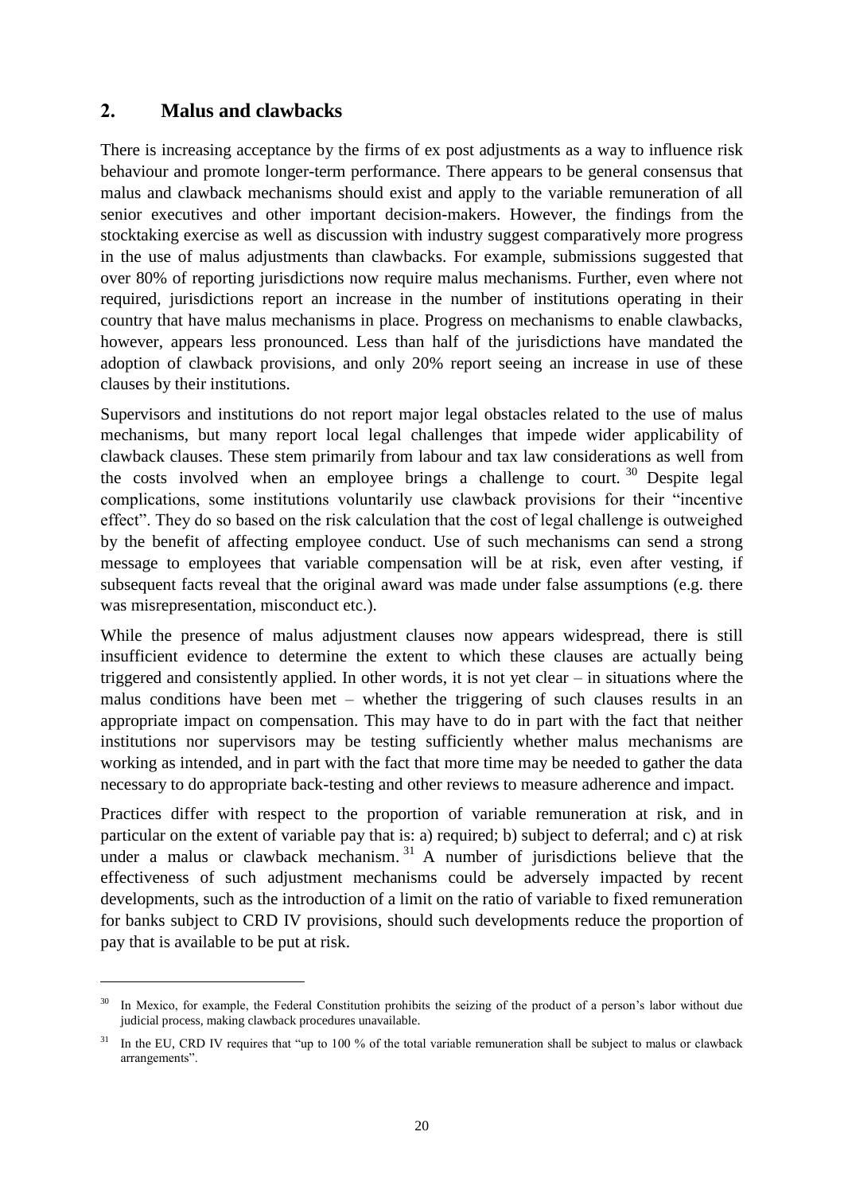## 2. Malus and clawbacks

There is increasing acceptance by the firms of ex post adjustments as a way to influence risk behaviour and promote longer-term performance. There appears to be general consensus that malus and clawback mechanisms should exist and apply to the variable remuneration of all senior executives and other important decision-makers. However, the findings from the stocktaking exercise as well as discussion with industry suggest comparatively more progress in the use of malus adjustments than clawbacks. For example, submissions suggested that over 80% of reporting jurisdictions now require malus mechanisms. Further, even where not required, jurisdictions report an increase in the number of institutions operating in their country that have malus mechanisms in place. Progress on mechanisms to enable clawbacks, however, appears less pronounced. Less than half of the jurisdictions have mandated the adoption of clawback provisions, and only 20% report seeing an increase in use of these clauses by their institutions.

Supervisors and institutions do not report major legal obstacles related to the use of malus mechanisms, but many report local legal challenges that impede wider applicability of clawback clauses. These stem primarily from labour and tax law considerations as well from the costs involved when an employee brings a challenge to court.[30] Despite legal complications, some institutions voluntarily use clawback provisions for their "incentive effect". They do so based on the risk calculation that the cost of legal challenge is outweighed by the benefit of affecting employee conduct. Use of such mechanisms can send a strong message to employees that variable compensation will be at risk, even after vesting, if subsequent facts reveal that the original award was made under false assumptions (e.g. there was misrepresentation, misconduct etc.).

While the presence of malus adjustment clauses now appears widespread, there is still insufficient evidence to determine the extent to which these clauses are actually being triggered and consistently applied. In other words, it is not yet clear – in situations where the malus conditions have been met – whether the triggering of such clauses results in an appropriate impact on compensation. This may have to do in part with the fact that neither institutions nor supervisors may be testing sufficiently whether malus mechanisms are working as intended, and in part with the fact that more time may be needed to gather the data necessary to do appropriate back-testing and other reviews to measure adherence and impact.

Practices differ with respect to the proportion of variable remuneration at risk, and in particular on the extent of variable pay that is: a) required; b) subject to deferral; and c) at risk under a malus or clawback mechanism.[31] A number of jurisdictions believe that the effectiveness of such adjustment mechanisms could be adversely impacted by recent developments, such as the introduction of a limit on the ratio of variable to fixed remuneration for banks subject to CRD IV provisions, should such developments reduce the proportion of pay that is available to be put at risk.

---

[30] In Mexico, for example, the Federal Constitution prohibits the seizing of the product of a person's labor without due judicial process, making clawback procedures unavailable.

[31] In the EU, CRD IV requires that "up to 100 % of the total variable remuneration shall be subject to malus or clawback arrangements".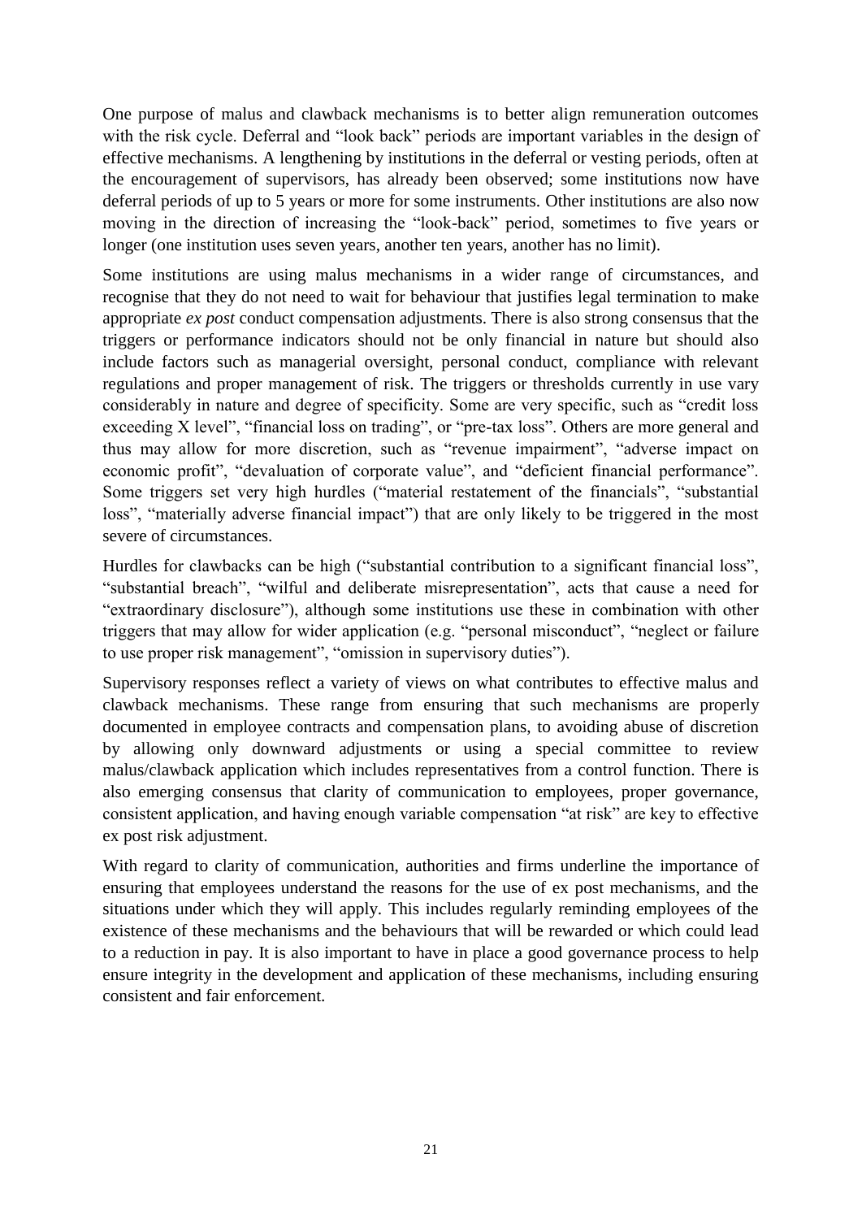One purpose of malus and clawback mechanisms is to better align remuneration outcomes with the risk cycle. Deferral and "look back" periods are important variables in the design of effective mechanisms. A lengthening by institutions in the deferral or vesting periods, often at the encouragement of supervisors, has already been observed; some institutions now have deferral periods of up to 5 years or more for some instruments. Other institutions are also now moving in the direction of increasing the "look-back" period, sometimes to five years or longer (one institution uses seven years, another ten years, another has no limit).

Some institutions are using malus mechanisms in a wider range of circumstances, and recognise that they do not need to wait for behaviour that justifies legal termination to make appropriate *ex post* conduct compensation adjustments. There is also strong consensus that the triggers or performance indicators should not be only financial in nature but should also include factors such as managerial oversight, personal conduct, compliance with relevant regulations and proper management of risk. The triggers or thresholds currently in use vary considerably in nature and degree of specificity. Some are very specific, such as "credit loss exceeding X level", "financial loss on trading", or "pre-tax loss". Others are more general and thus may allow for more discretion, such as "revenue impairment", "adverse impact on economic profit", "devaluation of corporate value", and "deficient financial performance". Some triggers set very high hurdles ("material restatement of the financials", "substantial loss", "materially adverse financial impact") that are only likely to be triggered in the most severe of circumstances.

Hurdles for clawbacks can be high ("substantial contribution to a significant financial loss", "substantial breach", "wilful and deliberate misrepresentation", acts that cause a need for "extraordinary disclosure"), although some institutions use these in combination with other triggers that may allow for wider application (e.g. "personal misconduct", "neglect or failure to use proper risk management", "omission in supervisory duties").

Supervisory responses reflect a variety of views on what contributes to effective malus and clawback mechanisms. These range from ensuring that such mechanisms are properly documented in employee contracts and compensation plans, to avoiding abuse of discretion by allowing only downward adjustments or using a special committee to review malus/clawback application which includes representatives from a control function. There is also emerging consensus that clarity of communication to employees, proper governance, consistent application, and having enough variable compensation "at risk" are key to effective ex post risk adjustment.

With regard to clarity of communication, authorities and firms underline the importance of ensuring that employees understand the reasons for the use of ex post mechanisms, and the situations under which they will apply. This includes regularly reminding employees of the existence of these mechanisms and the behaviours that will be rewarded or which could lead to a reduction in pay. It is also important to have in place a good governance process to help ensure integrity in the development and application of these mechanisms, including ensuring consistent and fair enforcement.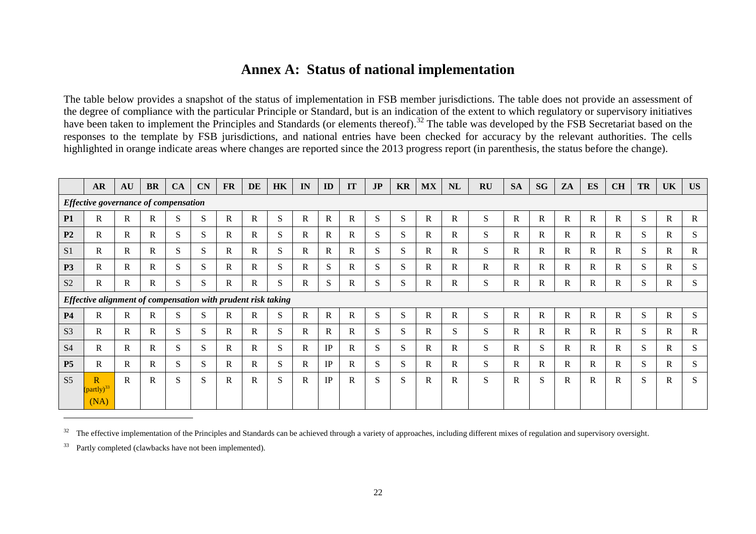# Annex A: Status of national implementation

The table below provides a snapshot of the status of implementation in FSB member jurisdictions. The table does not provide an assessment of the degree of compliance with the particular Principle or Standard, but is an indication of the extent to which regulatory or supervisory initiatives have been taken to implement the Principles and Standards (or elements thereof).[32] The table was developed by the FSB Secretariat based on the responses to the template by FSB jurisdictions, and national entries have been checked for accuracy by the relevant authorities. The cells highlighted in orange indicate areas where changes are reported since the 2013 progress report (in parenthesis, the status before the change).

| | AR | AU | BR | CA | CN | FR | DE | HK | IN | ID | IT | JP | KR | MX | NL | RU | SA | SG | ZA | ES | CH | TR | UK | US |
|---|---|---|---|---|---|---|---|---|---|---|---|---|---|---|---|---|---|---|---|---|---|---|---|---|
| ***Effective governance of compensation*** | | | | | | | | | | | | | | | | | | | | | | | | |
| **P1** | R | R | R | S | S | R | R | S | R | R | R | S | S | R | R | S | R | R | R | R | R | S | R | R |
| **P2** | R | R | R | S | S | R | R | S | R | R | R | S | S | R | R | S | R | R | R | R | R | S | R | S |
| S1 | R | R | R | S | S | R | R | S | R | R | R | S | S | R | R | S | R | R | R | R | R | S | R | R |
| **P3** | R | R | R | S | S | R | R | S | R | S | R | S | S | R | R | R | R | R | R | R | R | S | R | S |
| S2 | R | R | R | S | S | R | R | S | R | S | R | S | S | R | R | S | R | R | R | R | R | S | R | S |
| ***Effective alignment of compensation with prudent risk taking*** | | | | | | | | | | | | | | | | | | | | | | | | |
| **P4** | R | R | R | S | S | R | R | S | R | R | R | S | S | R | R | S | R | R | R | R | R | S | R | S |
| S3 | R | R | R | S | S | R | R | S | R | R | R | S | S | R | S | S | R | R | R | R | R | S | R | R |
| S4 | R | R | R | S | S | R | R | S | R | IP | R | S | S | R | R | S | R | S | R | R | R | S | R | S |
| **P5** | R | R | R | S | S | R | R | S | R | IP | R | S | S | R | R | S | R | R | R | R | R | S | R | S |
| S5 | R (partly)[33] (NA) | R | R | S | S | R | R | S | R | IP | R | S | S | R | R | S | R | S | R | R | R | S | R | S |

[32] The effective implementation of the Principles and Standards can be achieved through a variety of approaches, including different mixes of regulation and supervisory oversight.

[33] Partly completed (clawbacks have not been implemented).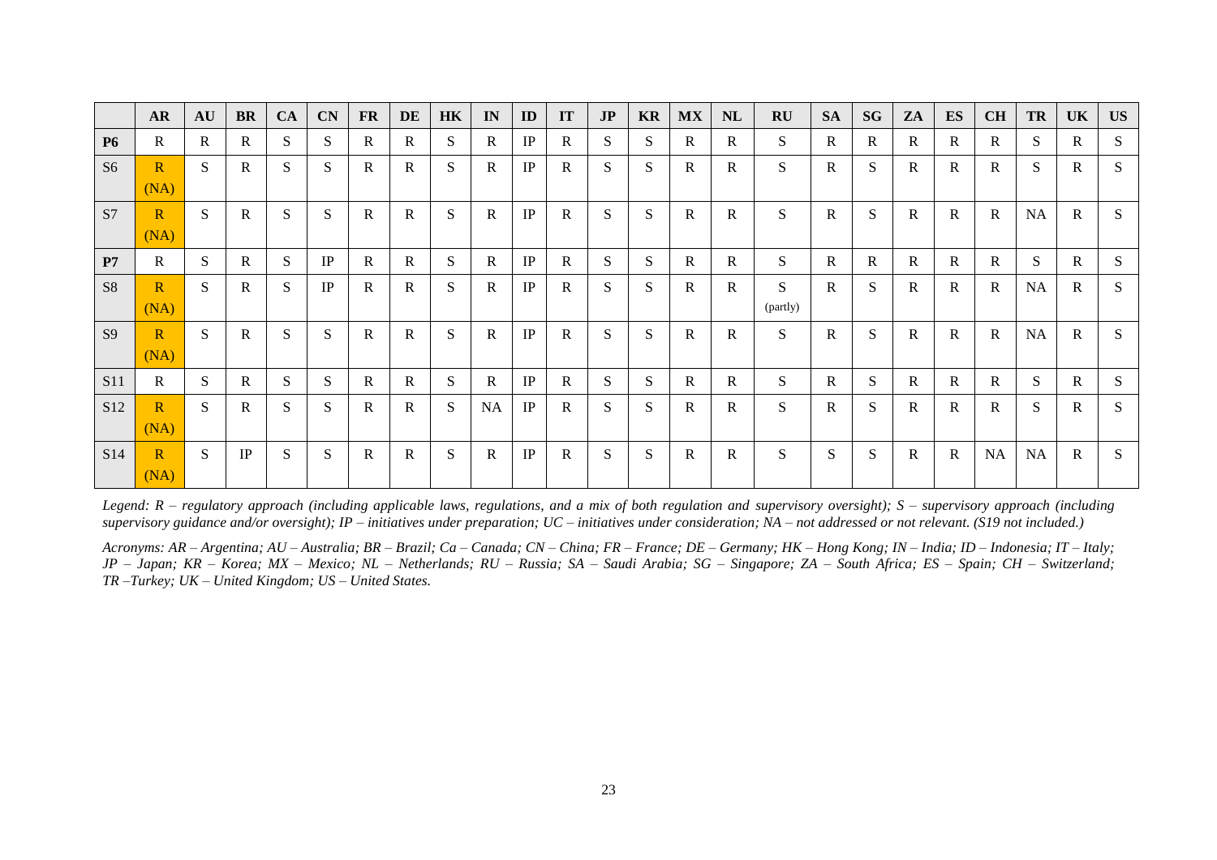| | AR | AU | BR | CA | CN | FR | DE | HK | IN | ID | IT | JP | KR | MX | NL | RU | SA | SG | ZA | ES | CH | TR | UK | US |
|---|---|---|---|---|---|---|---|---|---|---|---|---|---|---|---|---|---|---|---|---|---|---|---|---|
| **P6** | R | R | R | S | S | R | R | S | R | IP | R | S | S | R | R | S | R | R | R | R | R | S | R | S |
| S6 | R (NA) | S | R | S | S | R | R | S | R | IP | R | S | S | R | R | S | R | S | R | R | R | S | R | S |
| S7 | R (NA) | S | R | S | S | R | R | S | R | IP | R | S | S | R | R | S | R | S | R | R | R | NA | R | S |
| **P7** | R | S | R | S | IP | R | R | S | R | IP | R | S | S | R | R | S | R | R | R | R | R | S | R | S |
| S8 | R (NA) | S | R | S | IP | R | R | S | R | IP | R | S | S | R | R | S (partly) | R | S | R | R | R | NA | R | S |
| S9 | R (NA) | S | R | S | S | R | R | S | R | IP | R | S | S | R | R | S | R | S | R | R | R | NA | R | S |
| S11 | R | S | R | S | S | R | R | S | R | IP | R | S | S | R | R | S | R | S | R | R | R | S | R | S |
| S12 | R (NA) | S | R | S | S | R | R | S | NA | IP | R | S | S | R | R | S | R | S | R | R | R | S | R | S |
| S14 | R (NA) | S | IP | S | S | R | R | S | R | IP | R | S | S | R | R | S | S | S | R | R | NA | NA | R | S |

*Legend: R – regulatory approach (including applicable laws, regulations, and a mix of both regulation and supervisory oversight); S – supervisory approach (including supervisory guidance and/or oversight); IP – initiatives under preparation; UC – initiatives under consideration; NA – not addressed or not relevant. (S19 not included.)*

*Acronyms: AR – Argentina; AU – Australia; BR – Brazil; Ca – Canada; CN – China; FR – France; DE – Germany; HK – Hong Kong; IN – India; ID – Indonesia; IT – Italy; JP – Japan; KR – Korea; MX – Mexico; NL – Netherlands; RU – Russia; SA – Saudi Arabia; SG – Singapore; ZA – South Africa; ES – Spain; CH – Switzerland; TR –Turkey; UK – United Kingdom; US – United States.*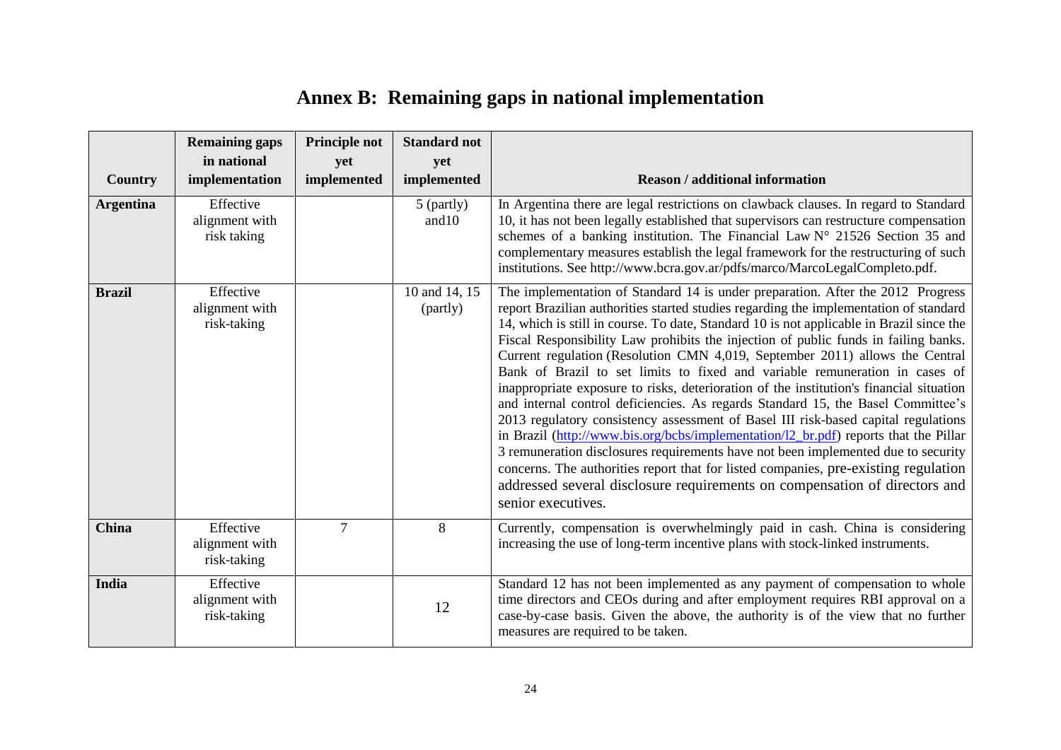# Annex B: Remaining gaps in national implementation

| Country | Remaining gaps in national implementation | Principle not yet implemented | Standard not yet implemented | Reason / additional information |
|---|---|---|---|---|
| **Argentina** | Effective alignment with risk taking | | 5 (partly) and10 | In Argentina there are legal restrictions on clawback clauses. In regard to Standard 10, it has not been legally established that supervisors can restructure compensation schemes of a banking institution. The Financial Law N° 21526 Section 35 and complementary measures establish the legal framework for the restructuring of such institutions. See http://www.bcra.gov.ar/pdfs/marco/MarcoLegalCompleto.pdf. |
| **Brazil** | Effective alignment with risk-taking | | 10 and 14, 15 (partly) | The implementation of Standard 14 is under preparation. After the 2012 Progress report Brazilian authorities started studies regarding the implementation of standard 14, which is still in course. To date, Standard 10 is not applicable in Brazil since the Fiscal Responsibility Law prohibits the injection of public funds in failing banks. Current regulation (Resolution CMN 4,019, September 2011) allows the Central Bank of Brazil to set limits to fixed and variable remuneration in cases of inappropriate exposure to risks, deterioration of the institution's financial situation and internal control deficiencies. As regards Standard 15, the Basel Committee's 2013 regulatory consistency assessment of Basel III risk-based capital regulations in Brazil (http://www.bis.org/bcbs/implementation/l2_br.pdf) reports that the Pillar 3 remuneration disclosures requirements have not been implemented due to security concerns. The authorities report that for listed companies, pre-existing regulation addressed several disclosure requirements on compensation of directors and senior executives. |
| **China** | Effective alignment with risk-taking | 7 | 8 | Currently, compensation is overwhelmingly paid in cash. China is considering increasing the use of long-term incentive plans with stock-linked instruments. |
| **India** | Effective alignment with risk-taking | | 12 | Standard 12 has not been implemented as any payment of compensation to whole time directors and CEOs during and after employment requires RBI approval on a case-by-case basis. Given the above, the authority is of the view that no further measures are required to be taken. |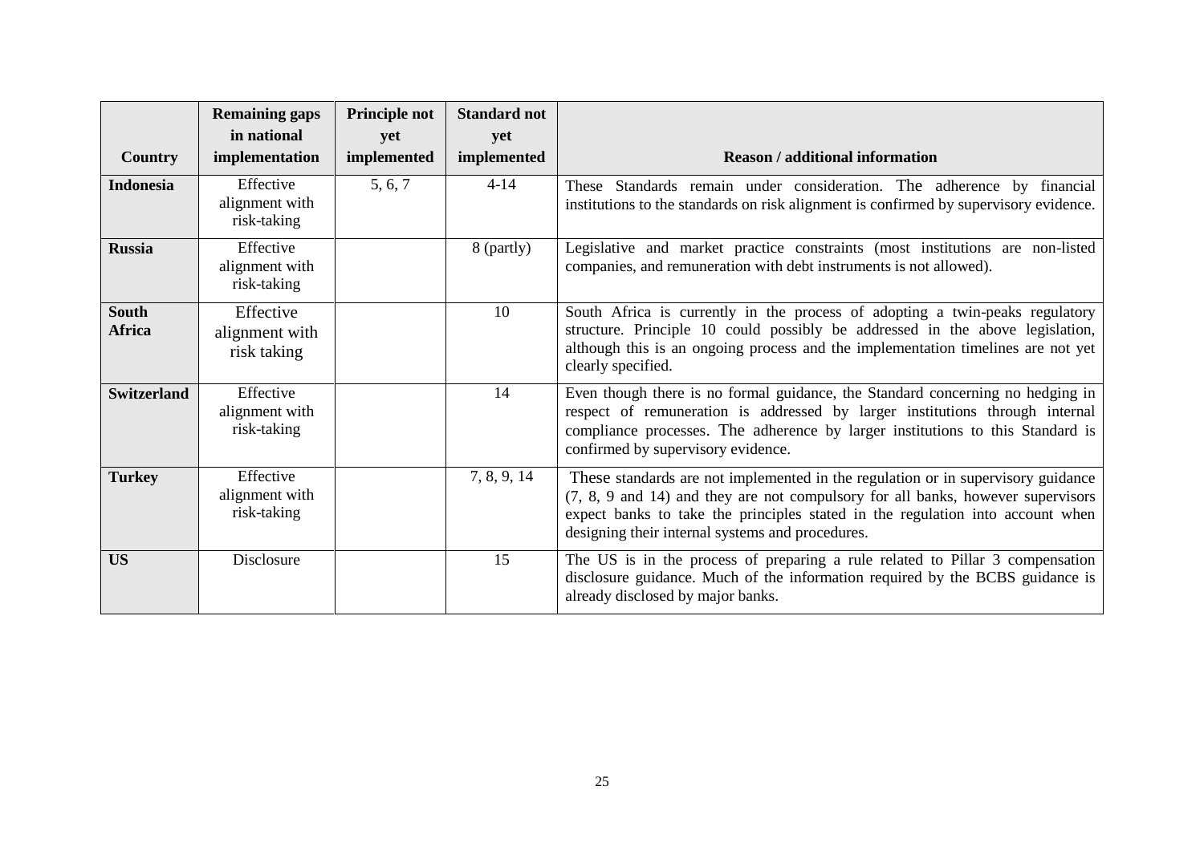| Country | Remaining gaps in national implementation | Principle not yet implemented | Standard not yet implemented | Reason / additional information |
|---|---|---|---|---|
| **Indonesia** | Effective alignment with risk-taking | 5, 6, 7 | 4-14 | These Standards remain under consideration. The adherence by financial institutions to the standards on risk alignment is confirmed by supervisory evidence. |
| **Russia** | Effective alignment with risk-taking | | 8 (partly) | Legislative and market practice constraints (most institutions are non-listed companies, and remuneration with debt instruments is not allowed). |
| **South Africa** | Effective alignment with risk taking | | 10 | South Africa is currently in the process of adopting a twin-peaks regulatory structure. Principle 10 could possibly be addressed in the above legislation, although this is an ongoing process and the implementation timelines are not yet clearly specified. |
| **Switzerland** | Effective alignment with risk-taking | | 14 | Even though there is no formal guidance, the Standard concerning no hedging in respect of remuneration is addressed by larger institutions through internal compliance processes. The adherence by larger institutions to this Standard is confirmed by supervisory evidence. |
| **Turkey** | Effective alignment with risk-taking | | 7, 8, 9, 14 | These standards are not implemented in the regulation or in supervisory guidance (7, 8, 9 and 14) and they are not compulsory for all banks, however supervisors expect banks to take the principles stated in the regulation into account when designing their internal systems and procedures. |
| **US** | Disclosure | | 15 | The US is in the process of preparing a rule related to Pillar 3 compensation disclosure guidance. Much of the information required by the BCBS guidance is already disclosed by major banks. |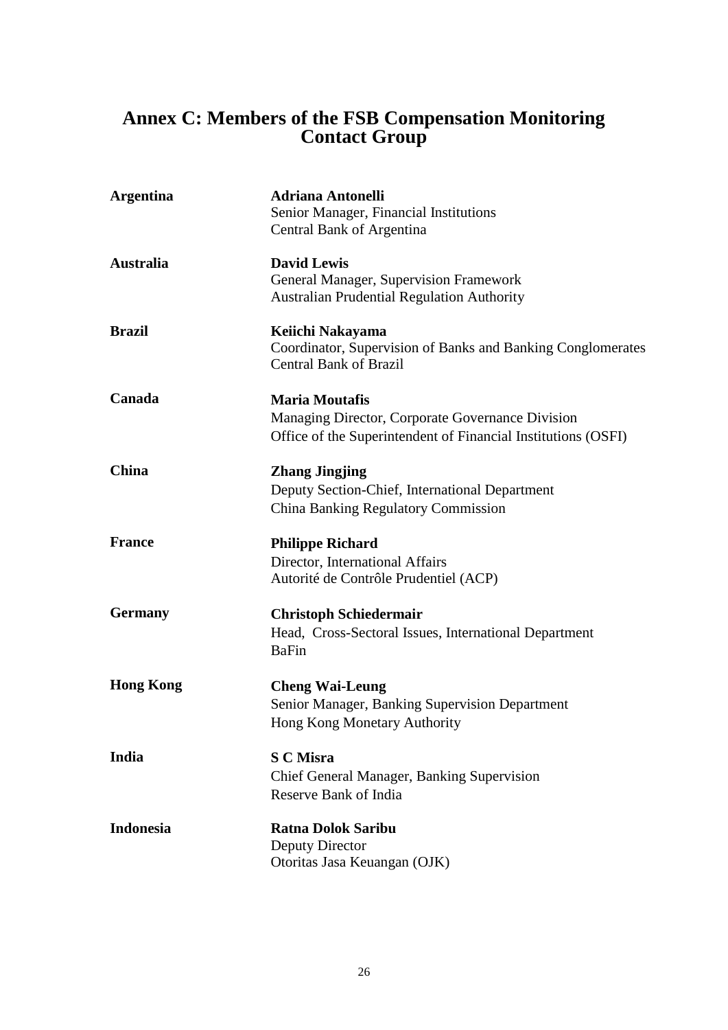# Annex C: Members of the FSB Compensation Monitoring Contact Group

| | |
|---|---|
| **Argentina** | **Adriana Antonelli**<br>Senior Manager, Financial Institutions<br>Central Bank of Argentina |
| **Australia** | **David Lewis**<br>General Manager, Supervision Framework<br>Australian Prudential Regulation Authority |
| **Brazil** | **Keiichi Nakayama**<br>Coordinator, Supervision of Banks and Banking Conglomerates<br>Central Bank of Brazil |
| **Canada** | **Maria Moutafis**<br>Managing Director, Corporate Governance Division<br>Office of the Superintendent of Financial Institutions (OSFI) |
| **China** | **Zhang Jingjing**<br>Deputy Section-Chief, International Department<br>China Banking Regulatory Commission |
| **France** | **Philippe Richard**<br>Director, International Affairs<br>Autorité de Contrôle Prudentiel (ACP) |
| **Germany** | **Christoph Schiedermair**<br>Head, Cross-Sectoral Issues, International Department<br>BaFin |
| **Hong Kong** | **Cheng Wai-Leung**<br>Senior Manager, Banking Supervision Department<br>Hong Kong Monetary Authority |
| **India** | **S C Misra**<br>Chief General Manager, Banking Supervision<br>Reserve Bank of India |
| **Indonesia** | **Ratna Dolok Saribu**<br>Deputy Director<br>Otoritas Jasa Keuangan (OJK) |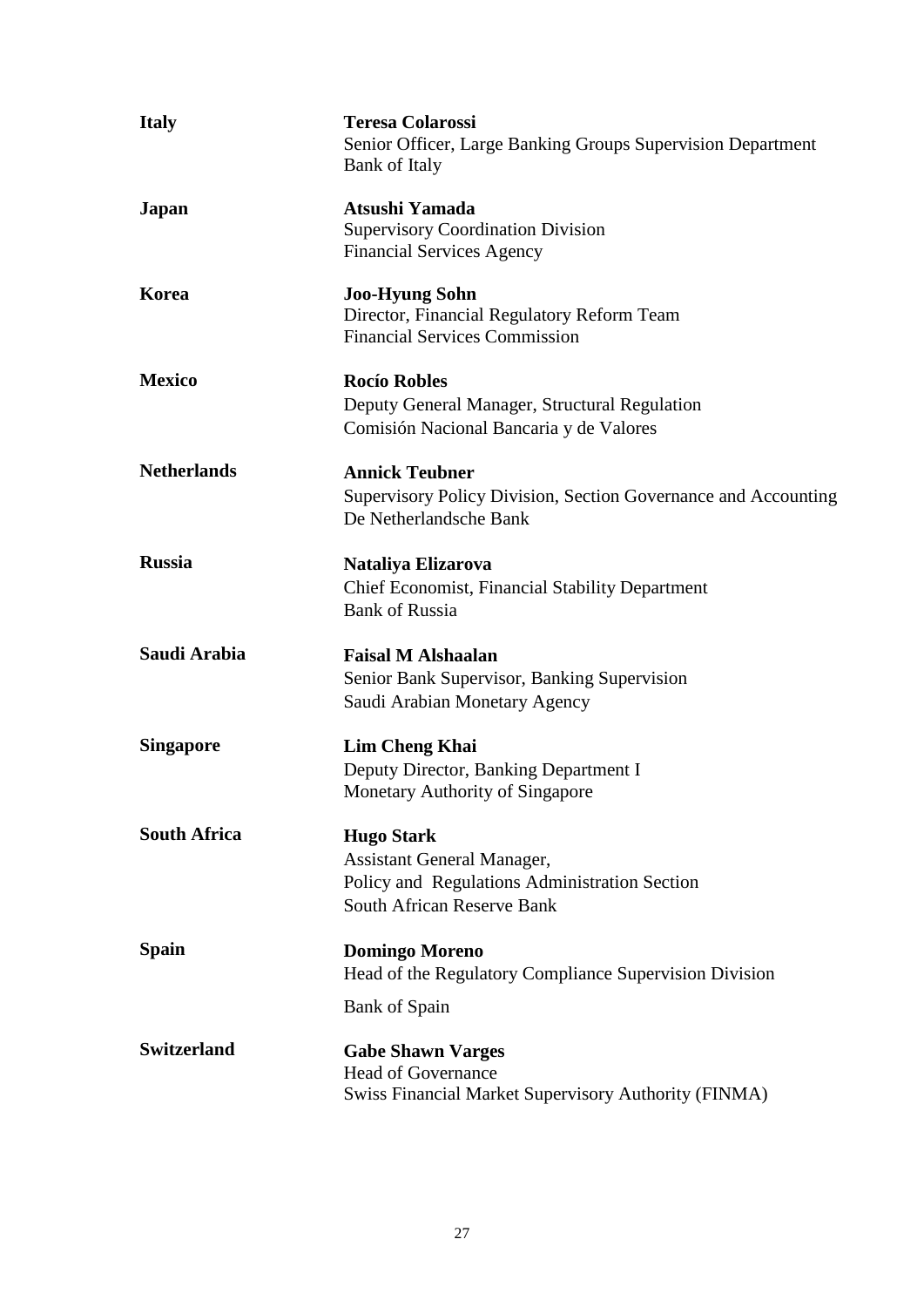| | |
|---|---|
| **Italy** | **Teresa Colarossi**<br>Senior Officer, Large Banking Groups Supervision Department<br>Bank of Italy |
| **Japan** | **Atsushi Yamada**<br>Supervisory Coordination Division<br>Financial Services Agency |
| **Korea** | **Joo-Hyung Sohn**<br>Director, Financial Regulatory Reform Team<br>Financial Services Commission |
| **Mexico** | **Rocío Robles**<br>Deputy General Manager, Structural Regulation<br>Comisión Nacional Bancaria y de Valores |
| **Netherlands** | **Annick Teubner**<br>Supervisory Policy Division, Section Governance and Accounting<br>De Netherlandsche Bank |
| **Russia** | **Nataliya Elizarova**<br>Chief Economist, Financial Stability Department<br>Bank of Russia |
| **Saudi Arabia** | **Faisal M Alshaalan**<br>Senior Bank Supervisor, Banking Supervision<br>Saudi Arabian Monetary Agency |
| **Singapore** | **Lim Cheng Khai**<br>Deputy Director, Banking Department I<br>Monetary Authority of Singapore |
| **South Africa** | **Hugo Stark**<br>Assistant General Manager,<br>Policy and Regulations Administration Section<br>South African Reserve Bank |
| **Spain** | **Domingo Moreno**<br>Head of the Regulatory Compliance Supervision Division<br>Bank of Spain |
| **Switzerland** | **Gabe Shawn Varges**<br>Head of Governance<br>Swiss Financial Market Supervisory Authority (FINMA) |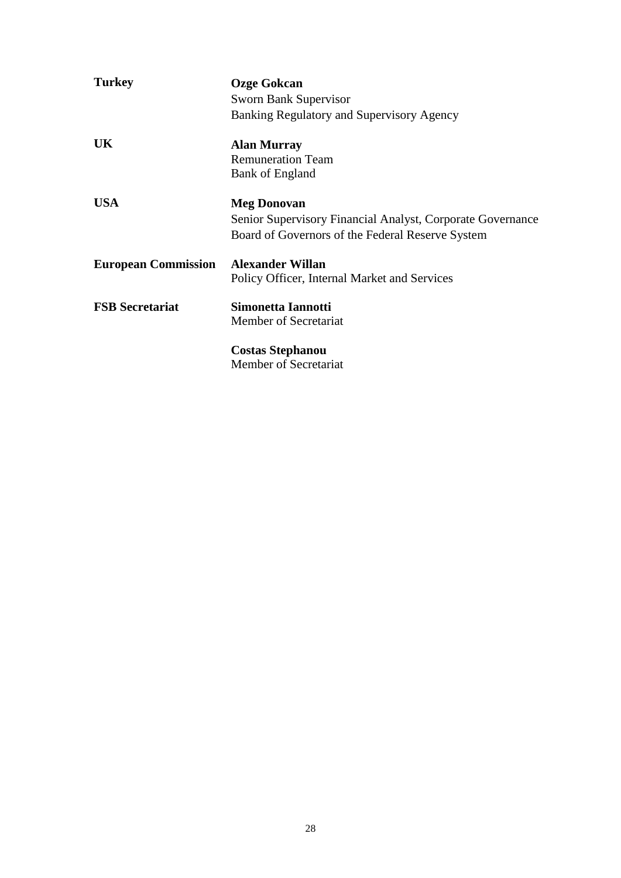| | |
|---|---|
| **Turkey** | **Ozge Gokcan**<br>Sworn Bank Supervisor<br>Banking Regulatory and Supervisory Agency |
| **UK** | **Alan Murray**<br>Remuneration Team<br>Bank of England |
| **USA** | **Meg Donovan**<br>Senior Supervisory Financial Analyst, Corporate Governance<br>Board of Governors of the Federal Reserve System |
| **European Commission** | **Alexander Willan**<br>Policy Officer, Internal Market and Services |
| **FSB Secretariat** | **Simonetta Iannotti**<br>Member of Secretariat |
| | **Costas Stephanou**<br>Member of Secretariat |